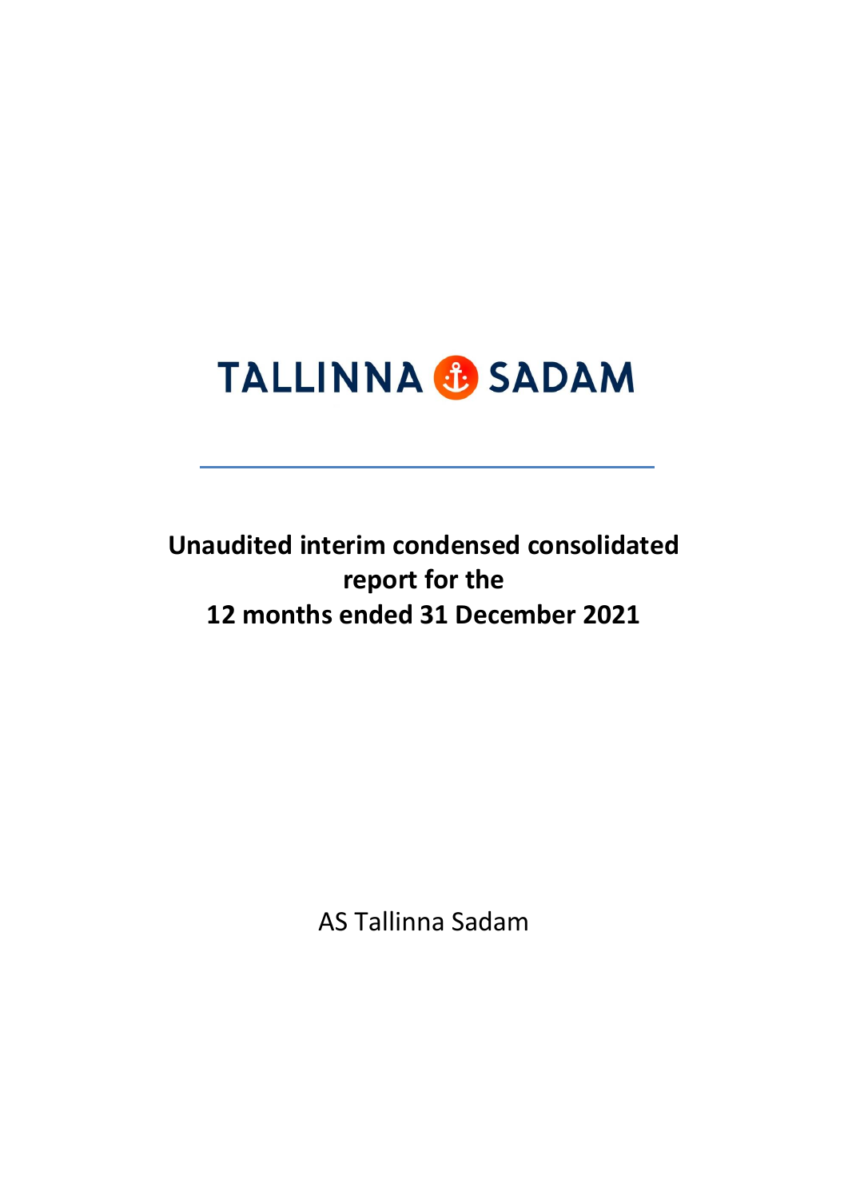TALLINNA SADAM

# Unaudited interim condensed consolidated report for the 12 months ended 31 December 2021

AS Tallinna Sadam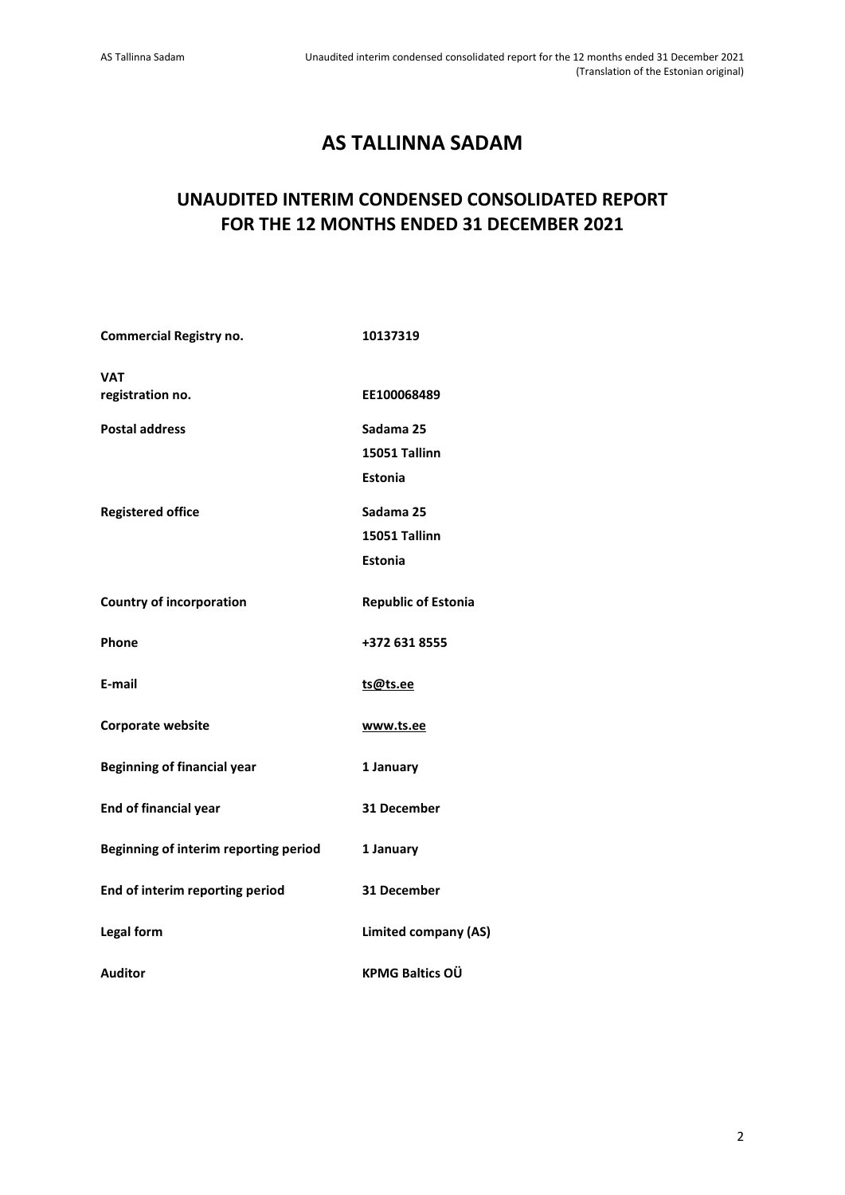# AS TALLINNA SADAM

## UNAUDITED INTERIM CONDENSED CONSOLIDATED REPORT FOR THE 12 MONTHS ENDED 31 DECEMBER 2021

| | |
|---|---|
| **Commercial Registry no.** | **10137319** |
| **VAT registration no.** | **EE100068489** |
| **Postal address** | **Sadama 25**<br>**15051 Tallinn**<br>**Estonia** |
| **Registered office** | **Sadama 25**<br>**15051 Tallinn**<br>**Estonia** |
| **Country of incorporation** | **Republic of Estonia** |
| **Phone** | **+372 631 8555** |
| **E-mail** | **ts@ts.ee** |
| **Corporate website** | **www.ts.ee** |
| **Beginning of financial year** | **1 January** |
| **End of financial year** | **31 December** |
| **Beginning of interim reporting period** | **1 January** |
| **End of interim reporting period** | **31 December** |
| **Legal form** | **Limited company (AS)** |
| **Auditor** | **KPMG Baltics OÜ** |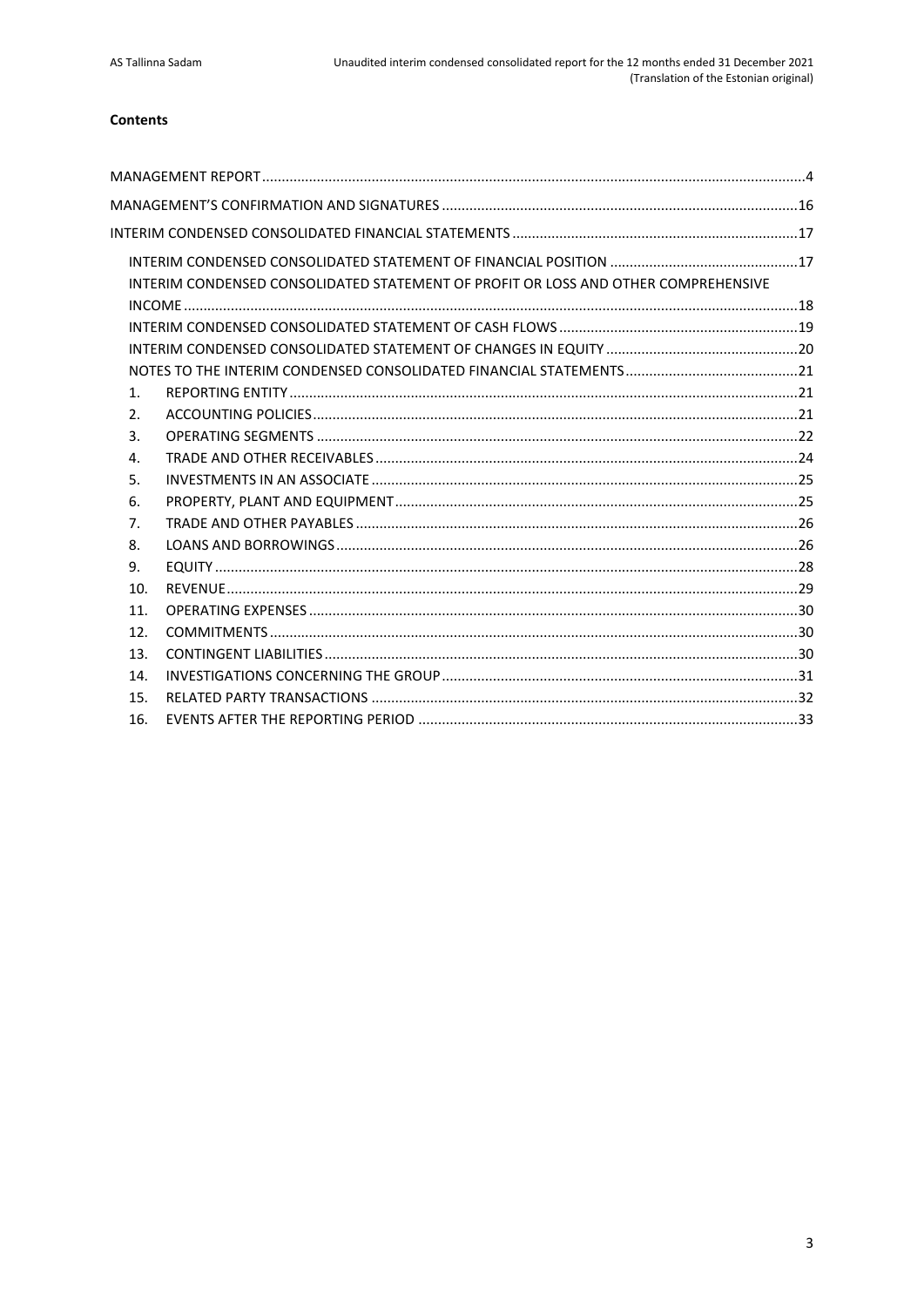**Contents**

| | |
|---|---|
| MANAGEMENT REPORT | 4 |
| MANAGEMENT'S CONFIRMATION AND SIGNATURES | 16 |
| INTERIM CONDENSED CONSOLIDATED FINANCIAL STATEMENTS | 17 |
| INTERIM CONDENSED CONSOLIDATED STATEMENT OF FINANCIAL POSITION | 17 |
| INTERIM CONDENSED CONSOLIDATED STATEMENT OF PROFIT OR LOSS AND OTHER COMPREHENSIVE INCOME | 18 |
| INTERIM CONDENSED CONSOLIDATED STATEMENT OF CASH FLOWS | 19 |
| INTERIM CONDENSED CONSOLIDATED STATEMENT OF CHANGES IN EQUITY | 20 |
| NOTES TO THE INTERIM CONDENSED CONSOLIDATED FINANCIAL STATEMENTS | 21 |
| 1. REPORTING ENTITY | 21 |
| 2. ACCOUNTING POLICIES | 21 |
| 3. OPERATING SEGMENTS | 22 |
| 4. TRADE AND OTHER RECEIVABLES | 24 |
| 5. INVESTMENTS IN AN ASSOCIATE | 25 |
| 6. PROPERTY, PLANT AND EQUIPMENT | 25 |
| 7. TRADE AND OTHER PAYABLES | 26 |
| 8. LOANS AND BORROWINGS | 26 |
| 9. EQUITY | 28 |
| 10. REVENUE | 29 |
| 11. OPERATING EXPENSES | 30 |
| 12. COMMITMENTS | 30 |
| 13. CONTINGENT LIABILITIES | 30 |
| 14. INVESTIGATIONS CONCERNING THE GROUP | 31 |
| 15. RELATED PARTY TRANSACTIONS | 32 |
| 16. EVENTS AFTER THE REPORTING PERIOD | 33 |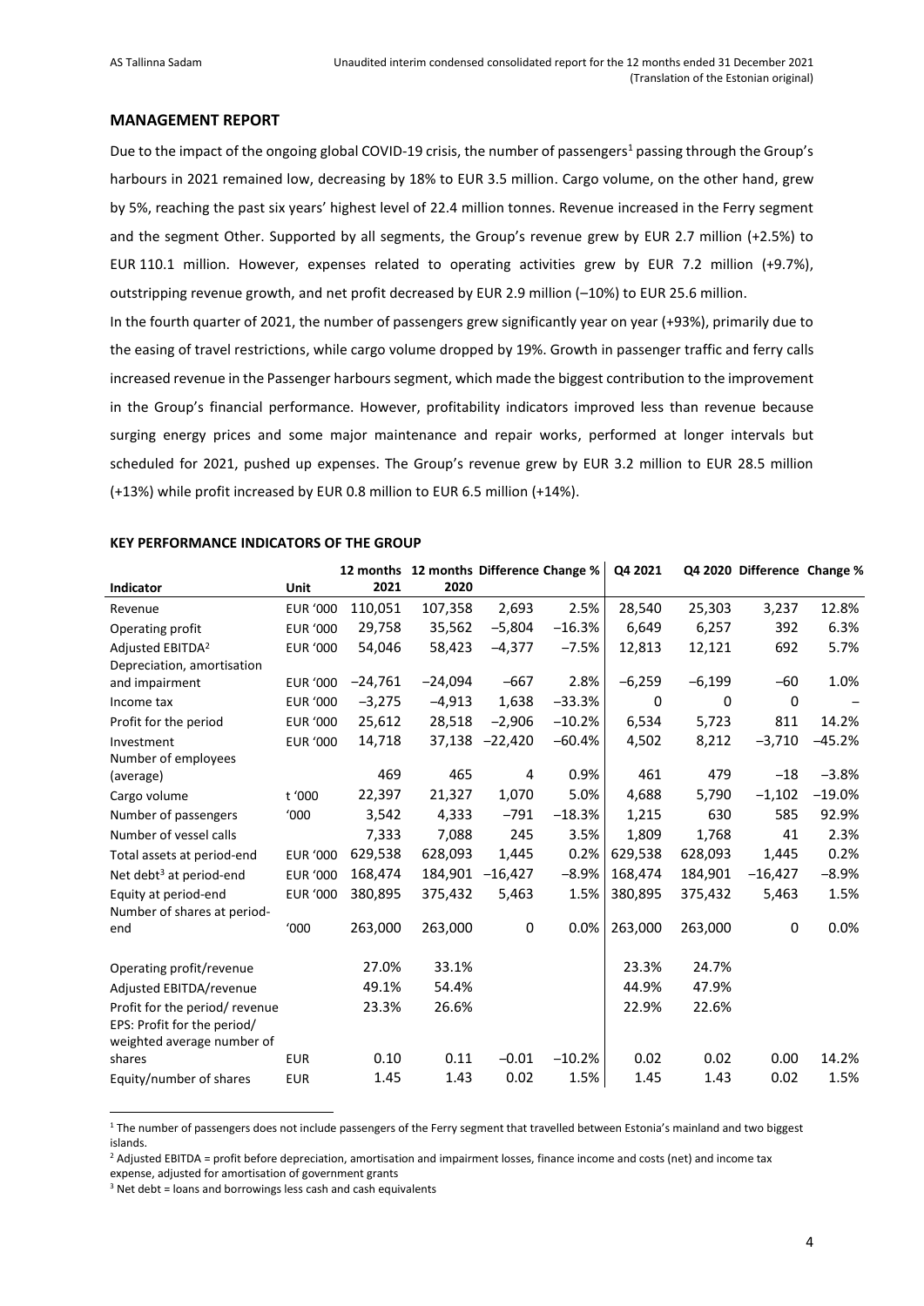## MANAGEMENT REPORT

Due to the impact of the ongoing global COVID-19 crisis, the number of passengers[1] passing through the Group's harbours in 2021 remained low, decreasing by 18% to EUR 3.5 million. Cargo volume, on the other hand, grew by 5%, reaching the past six years' highest level of 22.4 million tonnes. Revenue increased in the Ferry segment and the segment Other. Supported by all segments, the Group's revenue grew by EUR 2.7 million (+2.5%) to EUR 110.1 million. However, expenses related to operating activities grew by EUR 7.2 million (+9.7%), outstripping revenue growth, and net profit decreased by EUR 2.9 million (–10%) to EUR 25.6 million.

In the fourth quarter of 2021, the number of passengers grew significantly year on year (+93%), primarily due to the easing of travel restrictions, while cargo volume dropped by 19%. Growth in passenger traffic and ferry calls increased revenue in the Passenger harbours segment, which made the biggest contribution to the improvement in the Group's financial performance. However, profitability indicators improved less than revenue because surging energy prices and some major maintenance and repair works, performed at longer intervals but scheduled for 2021, pushed up expenses. The Group's revenue grew by EUR 3.2 million to EUR 28.5 million (+13%) while profit increased by EUR 0.8 million to EUR 6.5 million (+14%).

### KEY PERFORMANCE INDICATORS OF THE GROUP

| Indicator | Unit | 12 months 2021 | 12 months 2020 | Difference | Change % | Q4 2021 | Q4 2020 | Difference | Change % |
|---|---|---|---|---|---|---|---|---|---|
| Revenue | EUR '000 | 110,051 | 107,358 | 2,693 | 2.5% | 28,540 | 25,303 | 3,237 | 12.8% |
| Operating profit | EUR '000 | 29,758 | 35,562 | –5,804 | –16.3% | 6,649 | 6,257 | 392 | 6.3% |
| Adjusted EBITDA[2] | EUR '000 | 54,046 | 58,423 | –4,377 | –7.5% | 12,813 | 12,121 | 692 | 5.7% |
| Depreciation, amortisation and impairment | EUR '000 | –24,761 | –24,094 | –667 | 2.8% | –6,259 | –6,199 | –60 | 1.0% |
| Income tax | EUR '000 | –3,275 | –4,913 | 1,638 | –33.3% | 0 | 0 | 0 | – |
| Profit for the period | EUR '000 | 25,612 | 28,518 | –2,906 | –10.2% | 6,534 | 5,723 | 811 | 14.2% |
| Investment | EUR '000 | 14,718 | 37,138 | –22,420 | –60.4% | 4,502 | 8,212 | –3,710 | –45.2% |
| Number of employees (average) | | 469 | 465 | 4 | 0.9% | 461 | 479 | –18 | –3.8% |
| Cargo volume | t '000 | 22,397 | 21,327 | 1,070 | 5.0% | 4,688 | 5,790 | –1,102 | –19.0% |
| Number of passengers | '000 | 3,542 | 4,333 | –791 | –18.3% | 1,215 | 630 | 585 | 92.9% |
| Number of vessel calls | | 7,333 | 7,088 | 245 | 3.5% | 1,809 | 1,768 | 41 | 2.3% |
| Total assets at period-end | EUR '000 | 629,538 | 628,093 | 1,445 | 0.2% | 629,538 | 628,093 | 1,445 | 0.2% |
| Net debt[3] at period-end | EUR '000 | 168,474 | 184,901 | –16,427 | –8.9% | 168,474 | 184,901 | –16,427 | –8.9% |
| Equity at period-end | EUR '000 | 380,895 | 375,432 | 5,463 | 1.5% | 380,895 | 375,432 | 5,463 | 1.5% |
| Number of shares at period-end | '000 | 263,000 | 263,000 | 0 | 0.0% | 263,000 | 263,000 | 0 | 0.0% |
| | | | | | | | | | |
| Operating profit/revenue | | 27.0% | 33.1% | | | 23.3% | 24.7% | | |
| Adjusted EBITDA/revenue | | 49.1% | 54.4% | | | 44.9% | 47.9% | | |
| Profit for the period/ revenue | | 23.3% | 26.6% | | | 22.9% | 22.6% | | |
| EPS: Profit for the period/ weighted average number of shares | EUR | 0.10 | 0.11 | –0.01 | –10.2% | 0.02 | 0.02 | 0.00 | 14.2% |
| Equity/number of shares | EUR | 1.45 | 1.43 | 0.02 | 1.5% | 1.45 | 1.43 | 0.02 | 1.5% |

[1] The number of passengers does not include passengers of the Ferry segment that travelled between Estonia's mainland and two biggest islands.

[2] Adjusted EBITDA = profit before depreciation, amortisation and impairment losses, finance income and costs (net) and income tax expense, adjusted for amortisation of government grants

[3] Net debt = loans and borrowings less cash and cash equivalents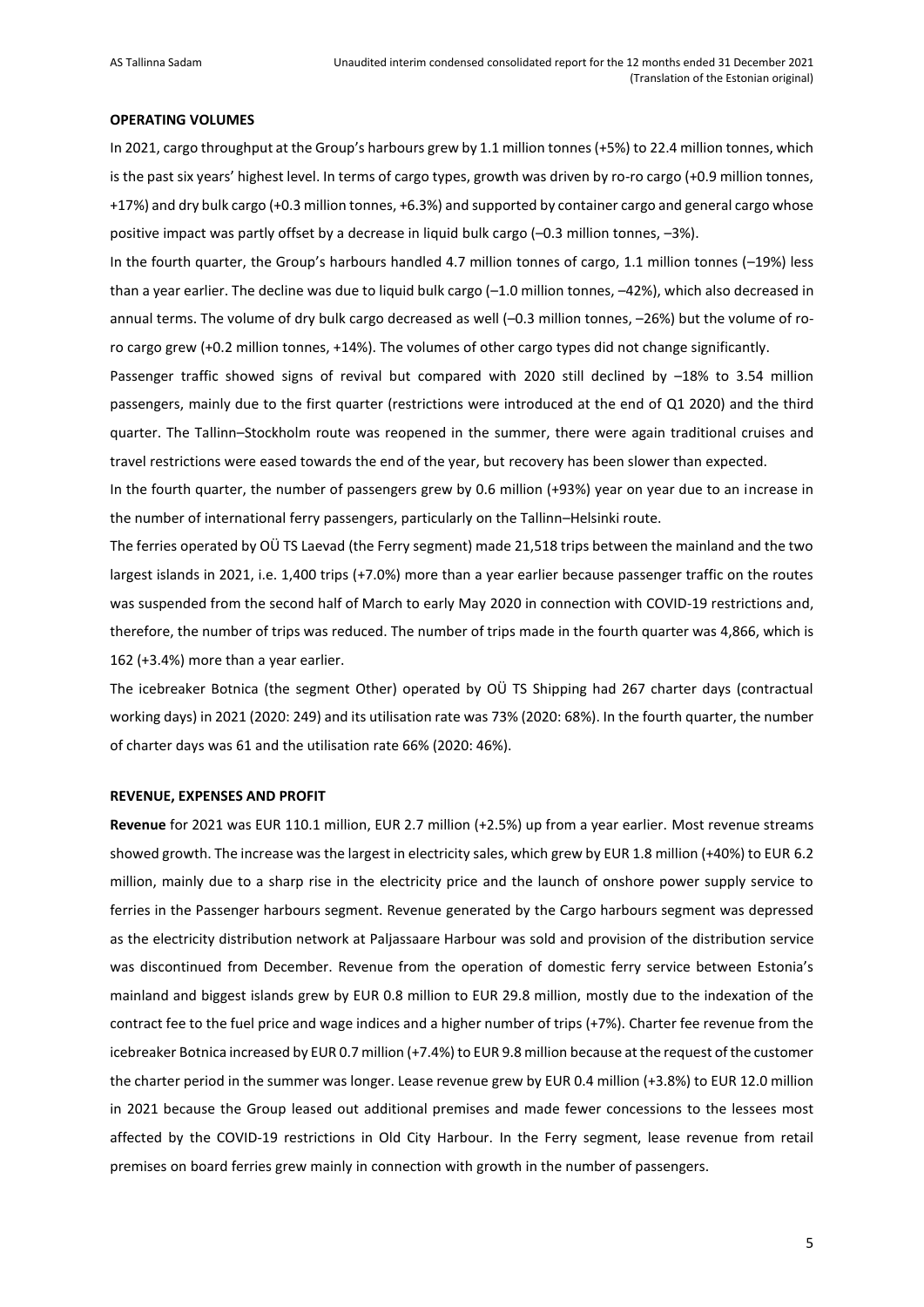## OPERATING VOLUMES

In 2021, cargo throughput at the Group's harbours grew by 1.1 million tonnes (+5%) to 22.4 million tonnes, which is the past six years' highest level. In terms of cargo types, growth was driven by ro-ro cargo (+0.9 million tonnes, +17%) and dry bulk cargo (+0.3 million tonnes, +6.3%) and supported by container cargo and general cargo whose positive impact was partly offset by a decrease in liquid bulk cargo (–0.3 million tonnes, –3%).

In the fourth quarter, the Group's harbours handled 4.7 million tonnes of cargo, 1.1 million tonnes (–19%) less than a year earlier. The decline was due to liquid bulk cargo (–1.0 million tonnes, –42%), which also decreased in annual terms. The volume of dry bulk cargo decreased as well (–0.3 million tonnes, –26%) but the volume of ro-ro cargo grew (+0.2 million tonnes, +14%). The volumes of other cargo types did not change significantly.

Passenger traffic showed signs of revival but compared with 2020 still declined by –18% to 3.54 million passengers, mainly due to the first quarter (restrictions were introduced at the end of Q1 2020) and the third quarter. The Tallinn–Stockholm route was reopened in the summer, there were again traditional cruises and travel restrictions were eased towards the end of the year, but recovery has been slower than expected.

In the fourth quarter, the number of passengers grew by 0.6 million (+93%) year on year due to an increase in the number of international ferry passengers, particularly on the Tallinn–Helsinki route.

The ferries operated by OÜ TS Laevad (the Ferry segment) made 21,518 trips between the mainland and the two largest islands in 2021, i.e. 1,400 trips (+7.0%) more than a year earlier because passenger traffic on the routes was suspended from the second half of March to early May 2020 in connection with COVID-19 restrictions and, therefore, the number of trips was reduced. The number of trips made in the fourth quarter was 4,866, which is 162 (+3.4%) more than a year earlier.

The icebreaker Botnica (the segment Other) operated by OÜ TS Shipping had 267 charter days (contractual working days) in 2021 (2020: 249) and its utilisation rate was 73% (2020: 68%). In the fourth quarter, the number of charter days was 61 and the utilisation rate 66% (2020: 46%).

## REVENUE, EXPENSES AND PROFIT

**Revenue** for 2021 was EUR 110.1 million, EUR 2.7 million (+2.5%) up from a year earlier. Most revenue streams showed growth. The increase was the largest in electricity sales, which grew by EUR 1.8 million (+40%) to EUR 6.2 million, mainly due to a sharp rise in the electricity price and the launch of onshore power supply service to ferries in the Passenger harbours segment. Revenue generated by the Cargo harbours segment was depressed as the electricity distribution network at Paljassaare Harbour was sold and provision of the distribution service was discontinued from December. Revenue from the operation of domestic ferry service between Estonia's mainland and biggest islands grew by EUR 0.8 million to EUR 29.8 million, mostly due to the indexation of the contract fee to the fuel price and wage indices and a higher number of trips (+7%). Charter fee revenue from the icebreaker Botnica increased by EUR 0.7 million (+7.4%) to EUR 9.8 million because at the request of the customer the charter period in the summer was longer. Lease revenue grew by EUR 0.4 million (+3.8%) to EUR 12.0 million in 2021 because the Group leased out additional premises and made fewer concessions to the lessees most affected by the COVID-19 restrictions in Old City Harbour. In the Ferry segment, lease revenue from retail premises on board ferries grew mainly in connection with growth in the number of passengers.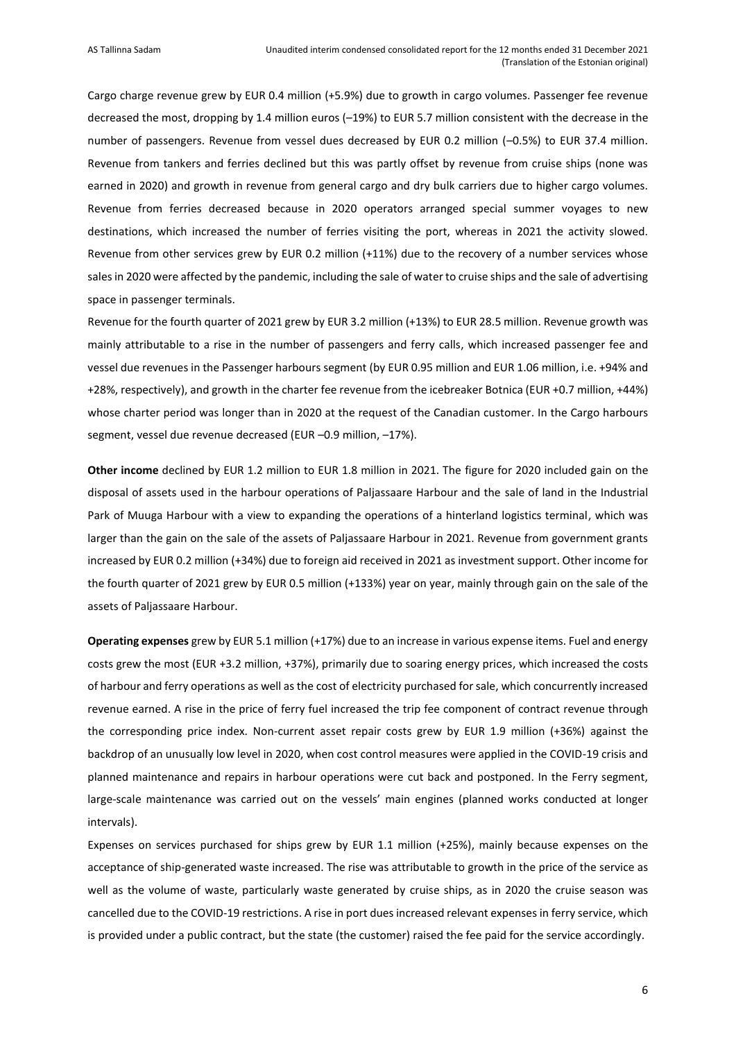Cargo charge revenue grew by EUR 0.4 million (+5.9%) due to growth in cargo volumes. Passenger fee revenue decreased the most, dropping by 1.4 million euros (–19%) to EUR 5.7 million consistent with the decrease in the number of passengers. Revenue from vessel dues decreased by EUR 0.2 million (–0.5%) to EUR 37.4 million. Revenue from tankers and ferries declined but this was partly offset by revenue from cruise ships (none was earned in 2020) and growth in revenue from general cargo and dry bulk carriers due to higher cargo volumes. Revenue from ferries decreased because in 2020 operators arranged special summer voyages to new destinations, which increased the number of ferries visiting the port, whereas in 2021 the activity slowed. Revenue from other services grew by EUR 0.2 million (+11%) due to the recovery of a number services whose sales in 2020 were affected by the pandemic, including the sale of water to cruise ships and the sale of advertising space in passenger terminals.

Revenue for the fourth quarter of 2021 grew by EUR 3.2 million (+13%) to EUR 28.5 million. Revenue growth was mainly attributable to a rise in the number of passengers and ferry calls, which increased passenger fee and vessel due revenues in the Passenger harbours segment (by EUR 0.95 million and EUR 1.06 million, i.e. +94% and +28%, respectively), and growth in the charter fee revenue from the icebreaker Botnica (EUR +0.7 million, +44%) whose charter period was longer than in 2020 at the request of the Canadian customer. In the Cargo harbours segment, vessel due revenue decreased (EUR –0.9 million, –17%).

**Other income** declined by EUR 1.2 million to EUR 1.8 million in 2021. The figure for 2020 included gain on the disposal of assets used in the harbour operations of Paljassaare Harbour and the sale of land in the Industrial Park of Muuga Harbour with a view to expanding the operations of a hinterland logistics terminal, which was larger than the gain on the sale of the assets of Paljassaare Harbour in 2021. Revenue from government grants increased by EUR 0.2 million (+34%) due to foreign aid received in 2021 as investment support. Other income for the fourth quarter of 2021 grew by EUR 0.5 million (+133%) year on year, mainly through gain on the sale of the assets of Paljassaare Harbour.

**Operating expenses** grew by EUR 5.1 million (+17%) due to an increase in various expense items. Fuel and energy costs grew the most (EUR +3.2 million, +37%), primarily due to soaring energy prices, which increased the costs of harbour and ferry operations as well as the cost of electricity purchased for sale, which concurrently increased revenue earned. A rise in the price of ferry fuel increased the trip fee component of contract revenue through the corresponding price index. Non-current asset repair costs grew by EUR 1.9 million (+36%) against the backdrop of an unusually low level in 2020, when cost control measures were applied in the COVID-19 crisis and planned maintenance and repairs in harbour operations were cut back and postponed. In the Ferry segment, large-scale maintenance was carried out on the vessels' main engines (planned works conducted at longer intervals).

Expenses on services purchased for ships grew by EUR 1.1 million (+25%), mainly because expenses on the acceptance of ship-generated waste increased. The rise was attributable to growth in the price of the service as well as the volume of waste, particularly waste generated by cruise ships, as in 2020 the cruise season was cancelled due to the COVID-19 restrictions. A rise in port dues increased relevant expenses in ferry service, which is provided under a public contract, but the state (the customer) raised the fee paid for the service accordingly.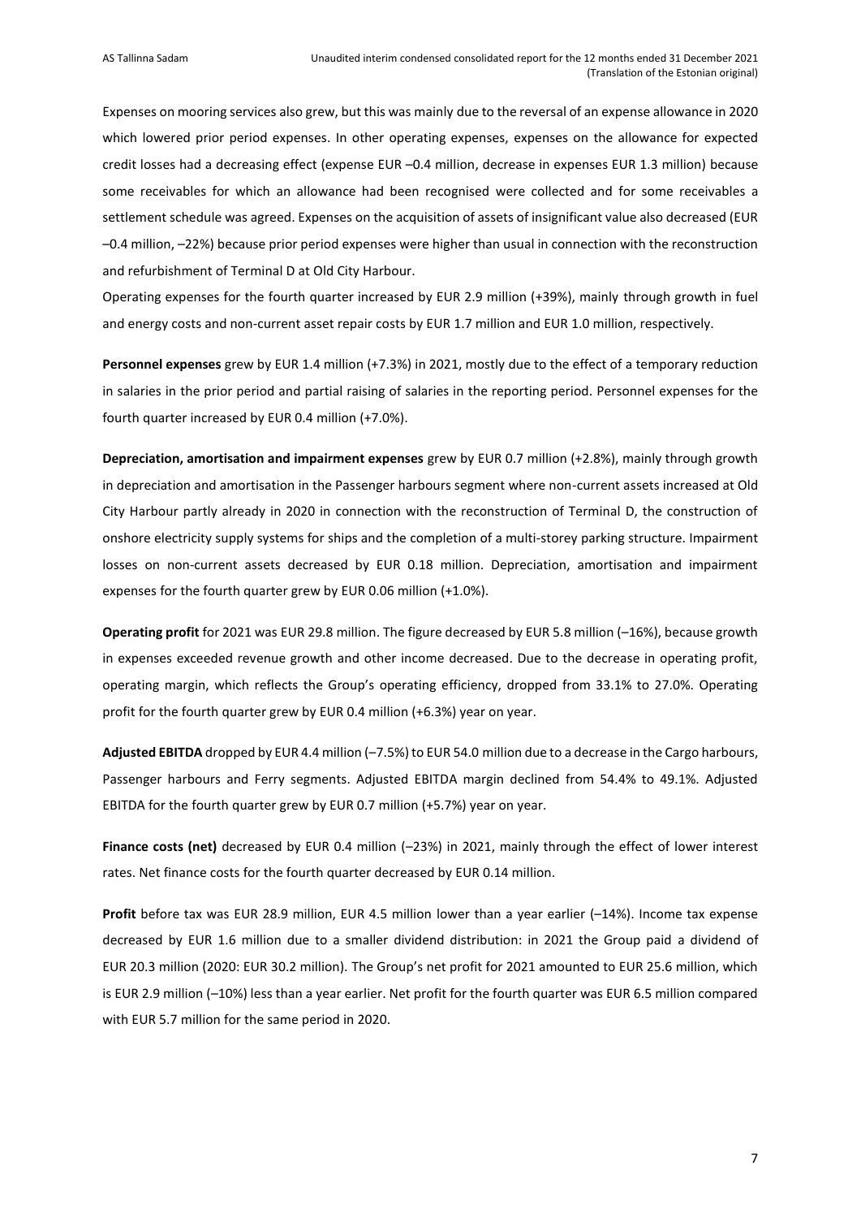Expenses on mooring services also grew, but this was mainly due to the reversal of an expense allowance in 2020 which lowered prior period expenses. In other operating expenses, expenses on the allowance for expected credit losses had a decreasing effect (expense EUR –0.4 million, decrease in expenses EUR 1.3 million) because some receivables for which an allowance had been recognised were collected and for some receivables a settlement schedule was agreed. Expenses on the acquisition of assets of insignificant value also decreased (EUR –0.4 million, –22%) because prior period expenses were higher than usual in connection with the reconstruction and refurbishment of Terminal D at Old City Harbour.

Operating expenses for the fourth quarter increased by EUR 2.9 million (+39%), mainly through growth in fuel and energy costs and non-current asset repair costs by EUR 1.7 million and EUR 1.0 million, respectively.

**Personnel expenses** grew by EUR 1.4 million (+7.3%) in 2021, mostly due to the effect of a temporary reduction in salaries in the prior period and partial raising of salaries in the reporting period. Personnel expenses for the fourth quarter increased by EUR 0.4 million (+7.0%).

**Depreciation, amortisation and impairment expenses** grew by EUR 0.7 million (+2.8%), mainly through growth in depreciation and amortisation in the Passenger harbours segment where non-current assets increased at Old City Harbour partly already in 2020 in connection with the reconstruction of Terminal D, the construction of onshore electricity supply systems for ships and the completion of a multi-storey parking structure. Impairment losses on non-current assets decreased by EUR 0.18 million. Depreciation, amortisation and impairment expenses for the fourth quarter grew by EUR 0.06 million (+1.0%).

**Operating profit** for 2021 was EUR 29.8 million. The figure decreased by EUR 5.8 million (–16%), because growth in expenses exceeded revenue growth and other income decreased. Due to the decrease in operating profit, operating margin, which reflects the Group's operating efficiency, dropped from 33.1% to 27.0%. Operating profit for the fourth quarter grew by EUR 0.4 million (+6.3%) year on year.

**Adjusted EBITDA** dropped by EUR 4.4 million (–7.5%) to EUR 54.0 million due to a decrease in the Cargo harbours, Passenger harbours and Ferry segments. Adjusted EBITDA margin declined from 54.4% to 49.1%. Adjusted EBITDA for the fourth quarter grew by EUR 0.7 million (+5.7%) year on year.

**Finance costs (net)** decreased by EUR 0.4 million (–23%) in 2021, mainly through the effect of lower interest rates. Net finance costs for the fourth quarter decreased by EUR 0.14 million.

**Profit** before tax was EUR 28.9 million, EUR 4.5 million lower than a year earlier (–14%). Income tax expense decreased by EUR 1.6 million due to a smaller dividend distribution: in 2021 the Group paid a dividend of EUR 20.3 million (2020: EUR 30.2 million). The Group's net profit for 2021 amounted to EUR 25.6 million, which is EUR 2.9 million (–10%) less than a year earlier. Net profit for the fourth quarter was EUR 6.5 million compared with EUR 5.7 million for the same period in 2020.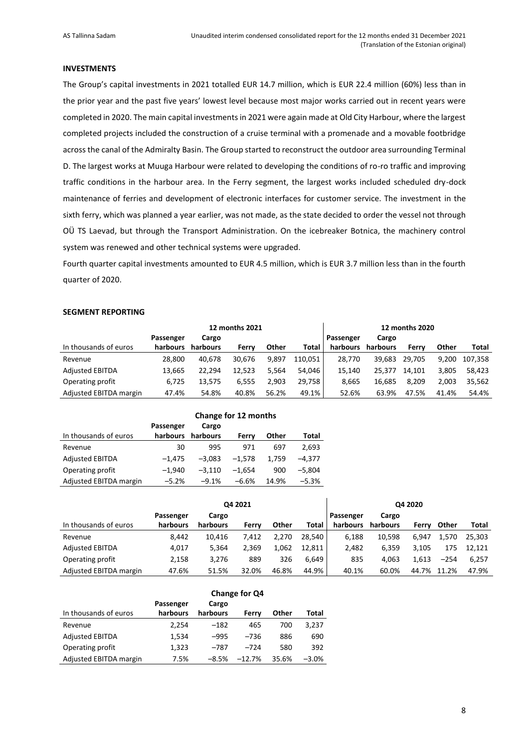**INVESTMENTS**

The Group's capital investments in 2021 totalled EUR 14.7 million, which is EUR 22.4 million (60%) less than in the prior year and the past five years' lowest level because most major works carried out in recent years were completed in 2020. The main capital investments in 2021 were again made at Old City Harbour, where the largest completed projects included the construction of a cruise terminal with a promenade and a movable footbridge across the canal of the Admiralty Basin. The Group started to reconstruct the outdoor area surrounding Terminal D. The largest works at Muuga Harbour were related to developing the conditions of ro-ro traffic and improving traffic conditions in the harbour area. In the Ferry segment, the largest works included scheduled dry-dock maintenance of ferries and development of electronic interfaces for customer service. The investment in the sixth ferry, which was planned a year earlier, was not made, as the state decided to order the vessel not through OÜ TS Laevad, but through the Transport Administration. On the icebreaker Botnica, the machinery control system was renewed and other technical systems were upgraded.

Fourth quarter capital investments amounted to EUR 4.5 million, which is EUR 3.7 million less than in the fourth quarter of 2020.

**SEGMENT REPORTING**

| | 12 months 2021 | | | | | 12 months 2020 | | | | |
|---|---|---|---|---|---|---|---|---|---|---|
| In thousands of euros | Passenger harbours | Cargo harbours | Ferry | Other | Total | Passenger harbours | Cargo harbours | Ferry | Other | Total |
| Revenue | 28,800 | 40,678 | 30,676 | 9,897 | 110,051 | 28,770 | 39,683 | 29,705 | 9,200 | 107,358 |
| Adjusted EBITDA | 13,665 | 22,294 | 12,523 | 5,564 | 54,046 | 15,140 | 25,377 | 14,101 | 3,805 | 58,423 |
| Operating profit | 6,725 | 13,575 | 6,555 | 2,903 | 29,758 | 8,665 | 16,685 | 8,209 | 2,003 | 35,562 |
| Adjusted EBITDA margin | 47.4% | 54.8% | 40.8% | 56.2% | 49.1% | 52.6% | 63.9% | 47.5% | 41.4% | 54.4% |

| | Change for 12 months | | | | |
|---|---|---|---|---|---|
| In thousands of euros | Passenger harbours | Cargo harbours | Ferry | Other | Total |
| Revenue | 30 | 995 | 971 | 697 | 2,693 |
| Adjusted EBITDA | −1,475 | −3,083 | −1,578 | 1,759 | −4,377 |
| Operating profit | −1,940 | −3,110 | −1,654 | 900 | −5,804 |
| Adjusted EBITDA margin | −5.2% | −9.1% | −6.6% | 14.9% | −5.3% |

| | Q4 2021 | | | | | Q4 2020 | | | | |
|---|---|---|---|---|---|---|---|---|---|---|
| In thousands of euros | Passenger harbours | Cargo harbours | Ferry | Other | Total | Passenger harbours | Cargo harbours | Ferry | Other | Total |
| Revenue | 8,442 | 10,416 | 7,412 | 2,270 | 28,540 | 6,188 | 10,598 | 6,947 | 1,570 | 25,303 |
| Adjusted EBITDA | 4,017 | 5,364 | 2,369 | 1,062 | 12,811 | 2,482 | 6,359 | 3,105 | 175 | 12,121 |
| Operating profit | 2,158 | 3,276 | 889 | 326 | 6,649 | 835 | 4,063 | 1,613 | −254 | 6,257 |
| Adjusted EBITDA margin | 47.6% | 51.5% | 32.0% | 46.8% | 44.9% | 40.1% | 60.0% | 44.7% | 11.2% | 47.9% |

| | Change for Q4 | | | | |
|---|---|---|---|---|---|
| In thousands of euros | Passenger harbours | Cargo harbours | Ferry | Other | Total |
| Revenue | 2,254 | −182 | 465 | 700 | 3,237 |
| Adjusted EBITDA | 1,534 | −995 | −736 | 886 | 690 |
| Operating profit | 1,323 | −787 | −724 | 580 | 392 |
| Adjusted EBITDA margin | 7.5% | −8.5% | −12.7% | 35.6% | −3.0% |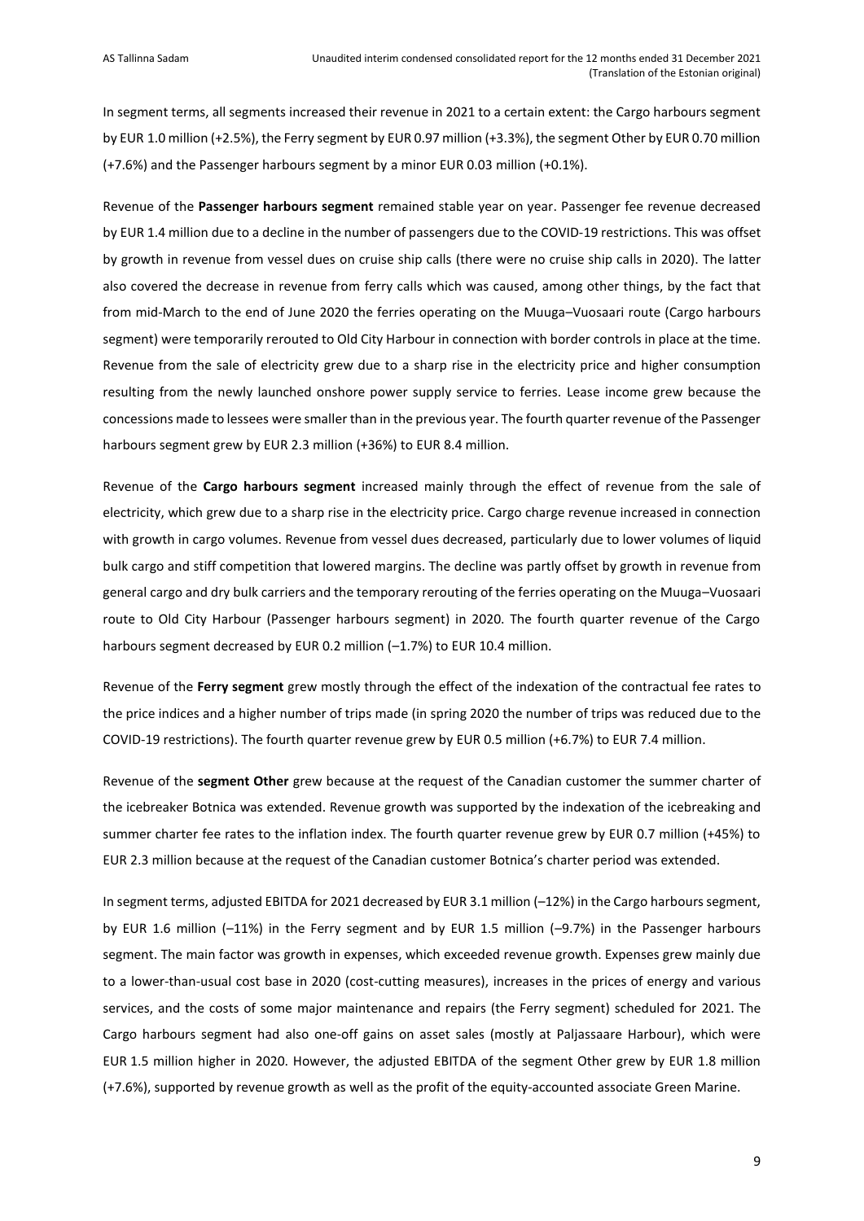In segment terms, all segments increased their revenue in 2021 to a certain extent: the Cargo harbours segment by EUR 1.0 million (+2.5%), the Ferry segment by EUR 0.97 million (+3.3%), the segment Other by EUR 0.70 million (+7.6%) and the Passenger harbours segment by a minor EUR 0.03 million (+0.1%).

Revenue of the **Passenger harbours segment** remained stable year on year. Passenger fee revenue decreased by EUR 1.4 million due to a decline in the number of passengers due to the COVID-19 restrictions. This was offset by growth in revenue from vessel dues on cruise ship calls (there were no cruise ship calls in 2020). The latter also covered the decrease in revenue from ferry calls which was caused, among other things, by the fact that from mid-March to the end of June 2020 the ferries operating on the Muuga–Vuosaari route (Cargo harbours segment) were temporarily rerouted to Old City Harbour in connection with border controls in place at the time. Revenue from the sale of electricity grew due to a sharp rise in the electricity price and higher consumption resulting from the newly launched onshore power supply service to ferries. Lease income grew because the concessions made to lessees were smaller than in the previous year. The fourth quarter revenue of the Passenger harbours segment grew by EUR 2.3 million (+36%) to EUR 8.4 million.

Revenue of the **Cargo harbours segment** increased mainly through the effect of revenue from the sale of electricity, which grew due to a sharp rise in the electricity price. Cargo charge revenue increased in connection with growth in cargo volumes. Revenue from vessel dues decreased, particularly due to lower volumes of liquid bulk cargo and stiff competition that lowered margins. The decline was partly offset by growth in revenue from general cargo and dry bulk carriers and the temporary rerouting of the ferries operating on the Muuga–Vuosaari route to Old City Harbour (Passenger harbours segment) in 2020. The fourth quarter revenue of the Cargo harbours segment decreased by EUR 0.2 million (–1.7%) to EUR 10.4 million.

Revenue of the **Ferry segment** grew mostly through the effect of the indexation of the contractual fee rates to the price indices and a higher number of trips made (in spring 2020 the number of trips was reduced due to the COVID-19 restrictions). The fourth quarter revenue grew by EUR 0.5 million (+6.7%) to EUR 7.4 million.

Revenue of the **segment Other** grew because at the request of the Canadian customer the summer charter of the icebreaker Botnica was extended. Revenue growth was supported by the indexation of the icebreaking and summer charter fee rates to the inflation index. The fourth quarter revenue grew by EUR 0.7 million (+45%) to EUR 2.3 million because at the request of the Canadian customer Botnica's charter period was extended.

In segment terms, adjusted EBITDA for 2021 decreased by EUR 3.1 million (–12%) in the Cargo harbours segment, by EUR 1.6 million (–11%) in the Ferry segment and by EUR 1.5 million (–9.7%) in the Passenger harbours segment. The main factor was growth in expenses, which exceeded revenue growth. Expenses grew mainly due to a lower-than-usual cost base in 2020 (cost-cutting measures), increases in the prices of energy and various services, and the costs of some major maintenance and repairs (the Ferry segment) scheduled for 2021. The Cargo harbours segment had also one-off gains on asset sales (mostly at Paljassaare Harbour), which were EUR 1.5 million higher in 2020. However, the adjusted EBITDA of the segment Other grew by EUR 1.8 million (+7.6%), supported by revenue growth as well as the profit of the equity-accounted associate Green Marine.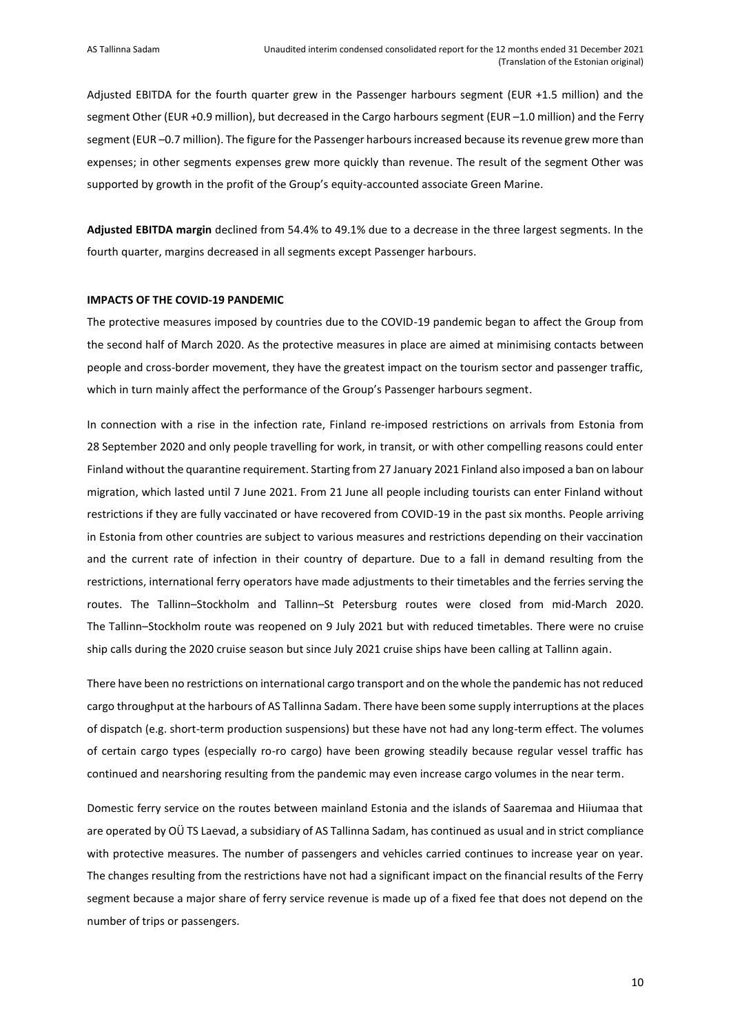Adjusted EBITDA for the fourth quarter grew in the Passenger harbours segment (EUR +1.5 million) and the segment Other (EUR +0.9 million), but decreased in the Cargo harbours segment (EUR –1.0 million) and the Ferry segment (EUR –0.7 million). The figure for the Passenger harbours increased because its revenue grew more than expenses; in other segments expenses grew more quickly than revenue. The result of the segment Other was supported by growth in the profit of the Group's equity-accounted associate Green Marine.

**Adjusted EBITDA margin** declined from 54.4% to 49.1% due to a decrease in the three largest segments. In the fourth quarter, margins decreased in all segments except Passenger harbours.

**IMPACTS OF THE COVID-19 PANDEMIC**

The protective measures imposed by countries due to the COVID-19 pandemic began to affect the Group from the second half of March 2020. As the protective measures in place are aimed at minimising contacts between people and cross-border movement, they have the greatest impact on the tourism sector and passenger traffic, which in turn mainly affect the performance of the Group's Passenger harbours segment.

In connection with a rise in the infection rate, Finland re-imposed restrictions on arrivals from Estonia from 28 September 2020 and only people travelling for work, in transit, or with other compelling reasons could enter Finland without the quarantine requirement. Starting from 27 January 2021 Finland also imposed a ban on labour migration, which lasted until 7 June 2021. From 21 June all people including tourists can enter Finland without restrictions if they are fully vaccinated or have recovered from COVID-19 in the past six months. People arriving in Estonia from other countries are subject to various measures and restrictions depending on their vaccination and the current rate of infection in their country of departure. Due to a fall in demand resulting from the restrictions, international ferry operators have made adjustments to their timetables and the ferries serving the routes. The Tallinn–Stockholm and Tallinn–St Petersburg routes were closed from mid-March 2020. The Tallinn–Stockholm route was reopened on 9 July 2021 but with reduced timetables. There were no cruise ship calls during the 2020 cruise season but since July 2021 cruise ships have been calling at Tallinn again.

There have been no restrictions on international cargo transport and on the whole the pandemic has not reduced cargo throughput at the harbours of AS Tallinna Sadam. There have been some supply interruptions at the places of dispatch (e.g. short-term production suspensions) but these have not had any long-term effect. The volumes of certain cargo types (especially ro-ro cargo) have been growing steadily because regular vessel traffic has continued and nearshoring resulting from the pandemic may even increase cargo volumes in the near term.

Domestic ferry service on the routes between mainland Estonia and the islands of Saaremaa and Hiiumaa that are operated by OÜ TS Laevad, a subsidiary of AS Tallinna Sadam, has continued as usual and in strict compliance with protective measures. The number of passengers and vehicles carried continues to increase year on year. The changes resulting from the restrictions have not had a significant impact on the financial results of the Ferry segment because a major share of ferry service revenue is made up of a fixed fee that does not depend on the number of trips or passengers.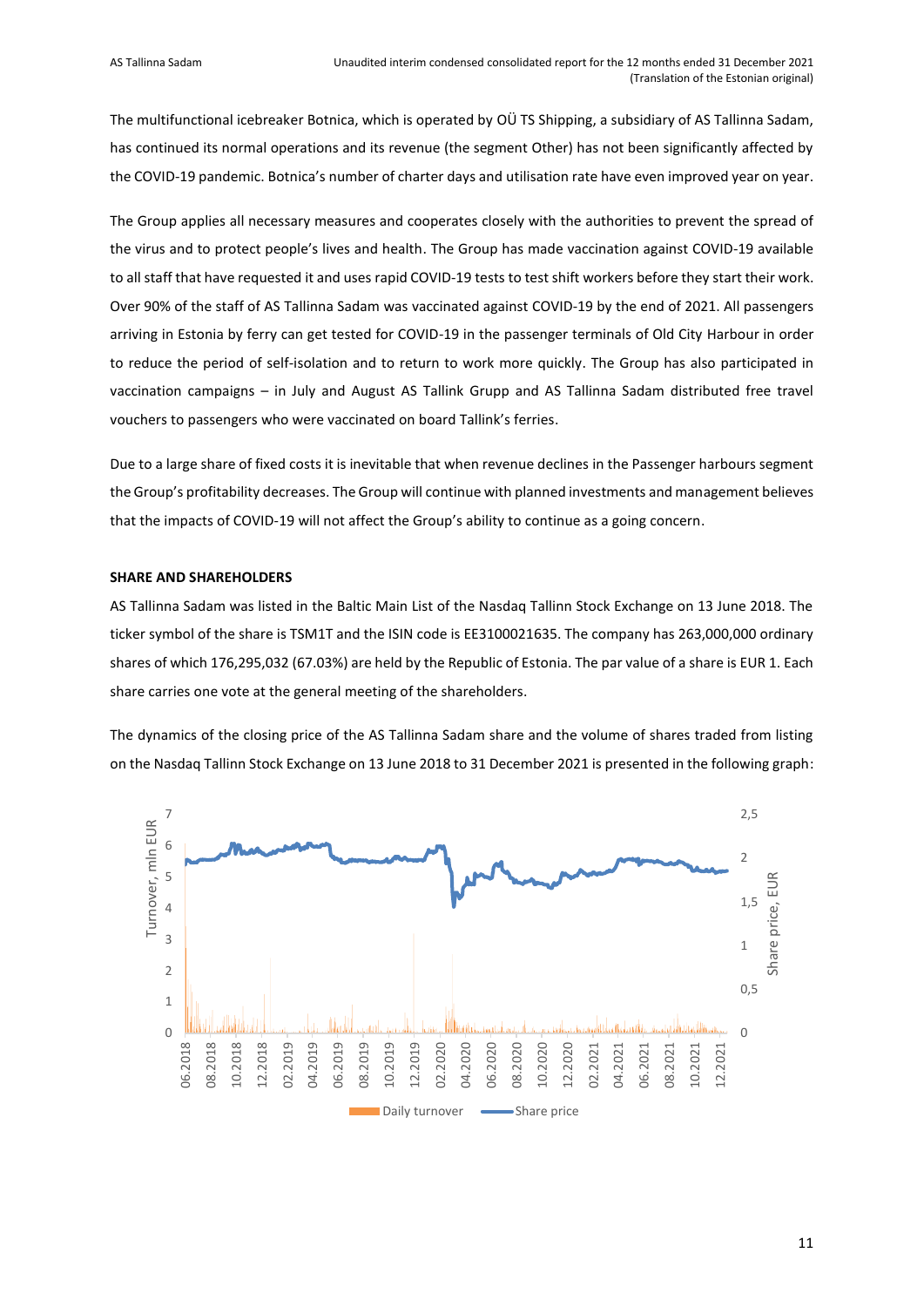The multifunctional icebreaker Botnica, which is operated by OÜ TS Shipping, a subsidiary of AS Tallinna Sadam, has continued its normal operations and its revenue (the segment Other) has not been significantly affected by the COVID-19 pandemic. Botnica's number of charter days and utilisation rate have even improved year on year.

The Group applies all necessary measures and cooperates closely with the authorities to prevent the spread of the virus and to protect people's lives and health. The Group has made vaccination against COVID-19 available to all staff that have requested it and uses rapid COVID-19 tests to test shift workers before they start their work. Over 90% of the staff of AS Tallinna Sadam was vaccinated against COVID-19 by the end of 2021. All passengers arriving in Estonia by ferry can get tested for COVID-19 in the passenger terminals of Old City Harbour in order to reduce the period of self-isolation and to return to work more quickly. The Group has also participated in vaccination campaigns – in July and August AS Tallink Grupp and AS Tallinna Sadam distributed free travel vouchers to passengers who were vaccinated on board Tallink's ferries.

Due to a large share of fixed costs it is inevitable that when revenue declines in the Passenger harbours segment the Group's profitability decreases. The Group will continue with planned investments and management believes that the impacts of COVID-19 will not affect the Group's ability to continue as a going concern.

**SHARE AND SHAREHOLDERS**

AS Tallinna Sadam was listed in the Baltic Main List of the Nasdaq Tallinn Stock Exchange on 13 June 2018. The ticker symbol of the share is TSM1T and the ISIN code is EE3100021635. The company has 263,000,000 ordinary shares of which 176,295,032 (67.03%) are held by the Republic of Estonia. The par value of a share is EUR 1. Each share carries one vote at the general meeting of the shareholders.

The dynamics of the closing price of the AS Tallinna Sadam share and the volume of shares traded from listing on the Nasdaq Tallinn Stock Exchange on 13 June 2018 to 31 December 2021 is presented in the following graph: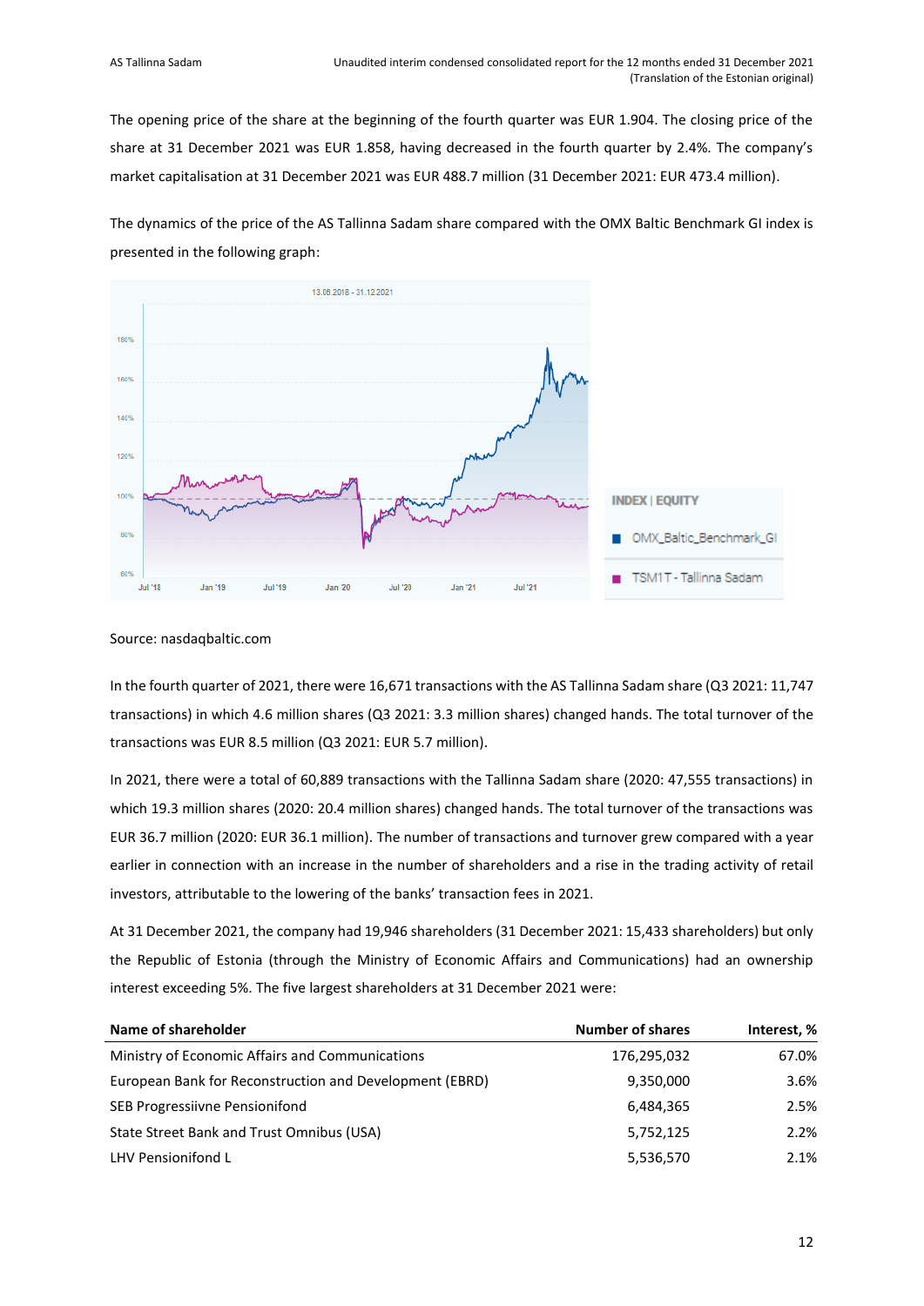The opening price of the share at the beginning of the fourth quarter was EUR 1.904. The closing price of the share at 31 December 2021 was EUR 1.858, having decreased in the fourth quarter by 2.4%. The company's market capitalisation at 31 December 2021 was EUR 488.7 million (31 December 2021: EUR 473.4 million).

The dynamics of the price of the AS Tallinna Sadam share compared with the OMX Baltic Benchmark GI index is presented in the following graph:

Source: nasdaqbaltic.com

In the fourth quarter of 2021, there were 16,671 transactions with the AS Tallinna Sadam share (Q3 2021: 11,747 transactions) in which 4.6 million shares (Q3 2021: 3.3 million shares) changed hands. The total turnover of the transactions was EUR 8.5 million (Q3 2021: EUR 5.7 million).

In 2021, there were a total of 60,889 transactions with the Tallinna Sadam share (2020: 47,555 transactions) in which 19.3 million shares (2020: 20.4 million shares) changed hands. The total turnover of the transactions was EUR 36.7 million (2020: EUR 36.1 million). The number of transactions and turnover grew compared with a year earlier in connection with an increase in the number of shareholders and a rise in the trading activity of retail investors, attributable to the lowering of the banks' transaction fees in 2021.

At 31 December 2021, the company had 19,946 shareholders (31 December 2021: 15,433 shareholders) but only the Republic of Estonia (through the Ministry of Economic Affairs and Communications) had an ownership interest exceeding 5%. The five largest shareholders at 31 December 2021 were:

| Name of shareholder | Number of shares | Interest, % |
|---|---|---|
| Ministry of Economic Affairs and Communications | 176,295,032 | 67.0% |
| European Bank for Reconstruction and Development (EBRD) | 9,350,000 | 3.6% |
| SEB Progressiivne Pensionifond | 6,484,365 | 2.5% |
| State Street Bank and Trust Omnibus (USA) | 5,752,125 | 2.2% |
| LHV Pensionifond L | 5,536,570 | 2.1% |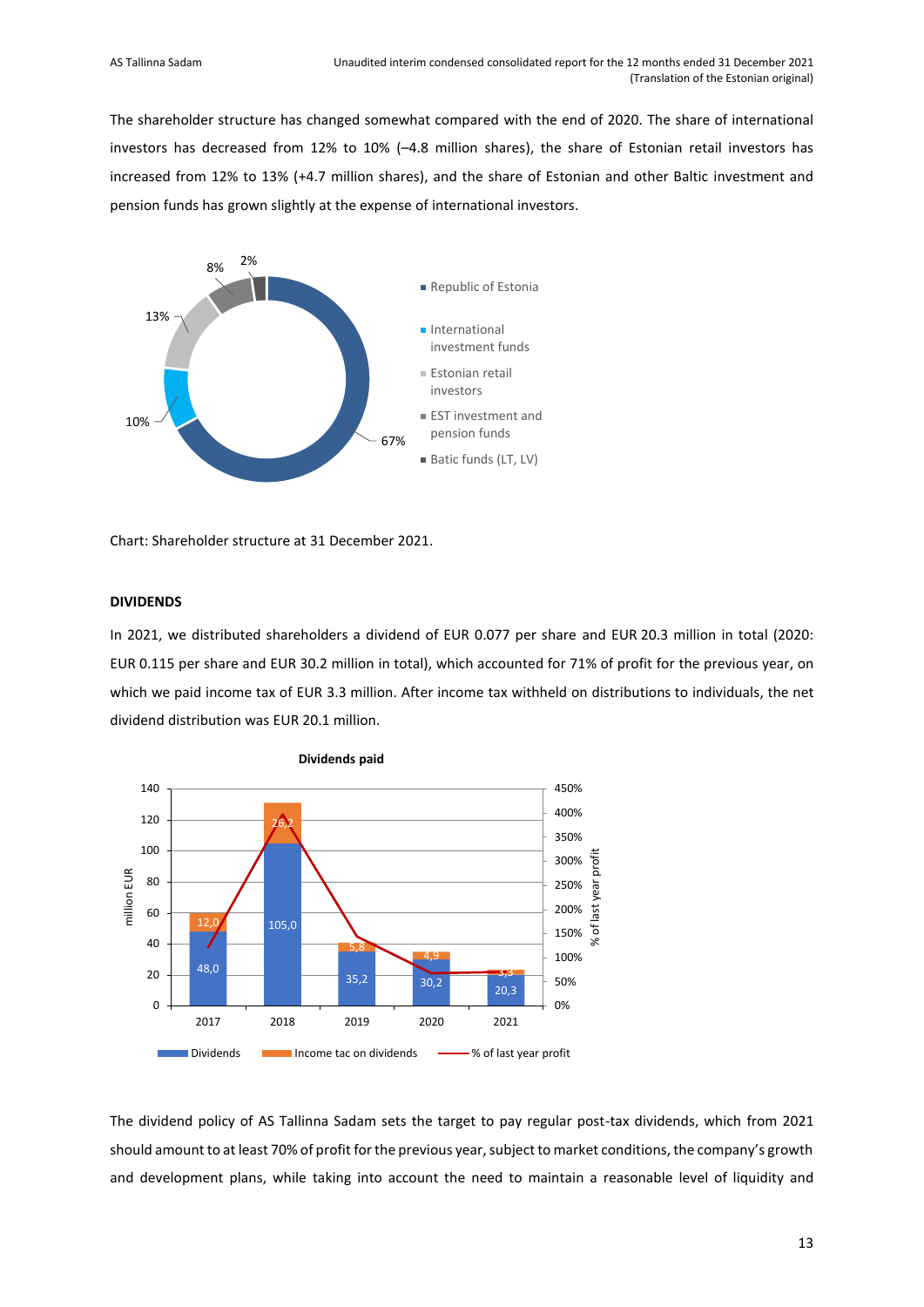The shareholder structure has changed somewhat compared with the end of 2020. The share of international investors has decreased from 12% to 10% (–4.8 million shares), the share of Estonian retail investors has increased from 12% to 13% (+4.7 million shares), and the share of Estonian and other Baltic investment and pension funds has grown slightly at the expense of international investors.

Chart: Shareholder structure at 31 December 2021.

**DIVIDENDS**

In 2021, we distributed shareholders a dividend of EUR 0.077 per share and EUR 20.3 million in total (2020: EUR 0.115 per share and EUR 30.2 million in total), which accounted for 71% of profit for the previous year, on which we paid income tax of EUR 3.3 million. After income tax withheld on distributions to individuals, the net dividend distribution was EUR 20.1 million.

The dividend policy of AS Tallinna Sadam sets the target to pay regular post-tax dividends, which from 2021 should amount to at least 70% of profit for the previous year, subject to market conditions, the company's growth and development plans, while taking into account the need to maintain a reasonable level of liquidity and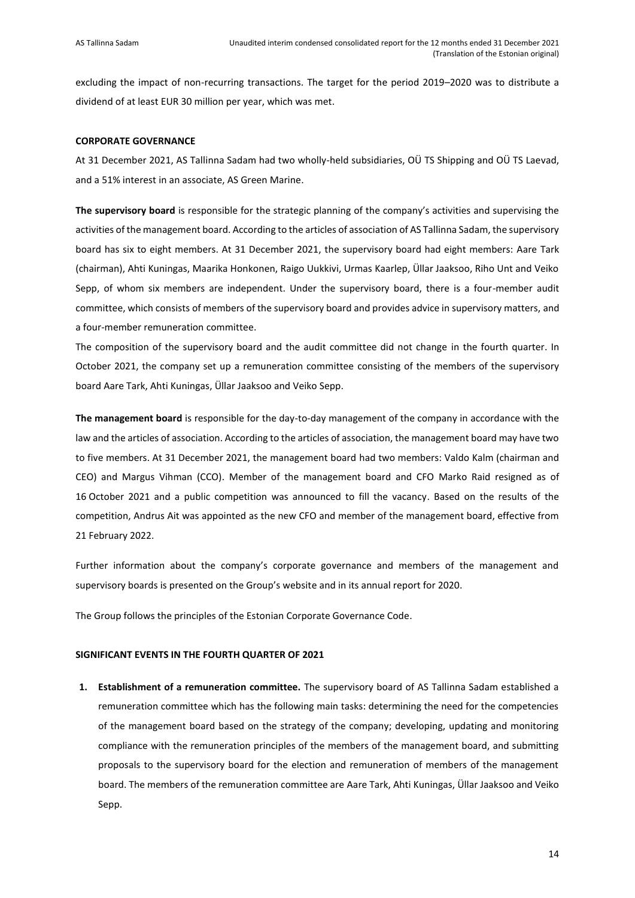excluding the impact of non-recurring transactions. The target for the period 2019–2020 was to distribute a dividend of at least EUR 30 million per year, which was met.

**CORPORATE GOVERNANCE**

At 31 December 2021, AS Tallinna Sadam had two wholly-held subsidiaries, OÜ TS Shipping and OÜ TS Laevad, and a 51% interest in an associate, AS Green Marine.

**The supervisory board** is responsible for the strategic planning of the company's activities and supervising the activities of the management board. According to the articles of association of AS Tallinna Sadam, the supervisory board has six to eight members. At 31 December 2021, the supervisory board had eight members: Aare Tark (chairman), Ahti Kuningas, Maarika Honkonen, Raigo Uukkivi, Urmas Kaarlep, Üllar Jaaksoo, Riho Unt and Veiko Sepp, of whom six members are independent. Under the supervisory board, there is a four-member audit committee, which consists of members of the supervisory board and provides advice in supervisory matters, and a four-member remuneration committee.

The composition of the supervisory board and the audit committee did not change in the fourth quarter. In October 2021, the company set up a remuneration committee consisting of the members of the supervisory board Aare Tark, Ahti Kuningas, Üllar Jaaksoo and Veiko Sepp.

**The management board** is responsible for the day-to-day management of the company in accordance with the law and the articles of association. According to the articles of association, the management board may have two to five members. At 31 December 2021, the management board had two members: Valdo Kalm (chairman and CEO) and Margus Vihman (CCO). Member of the management board and CFO Marko Raid resigned as of 16 October 2021 and a public competition was announced to fill the vacancy. Based on the results of the competition, Andrus Ait was appointed as the new CFO and member of the management board, effective from 21 February 2022.

Further information about the company's corporate governance and members of the management and supervisory boards is presented on the Group's website and in its annual report for 2020.

The Group follows the principles of the Estonian Corporate Governance Code.

**SIGNIFICANT EVENTS IN THE FOURTH QUARTER OF 2021**

1. **Establishment of a remuneration committee.** The supervisory board of AS Tallinna Sadam established a remuneration committee which has the following main tasks: determining the need for the competencies of the management board based on the strategy of the company; developing, updating and monitoring compliance with the remuneration principles of the members of the management board, and submitting proposals to the supervisory board for the election and remuneration of members of the management board. The members of the remuneration committee are Aare Tark, Ahti Kuningas, Üllar Jaaksoo and Veiko Sepp.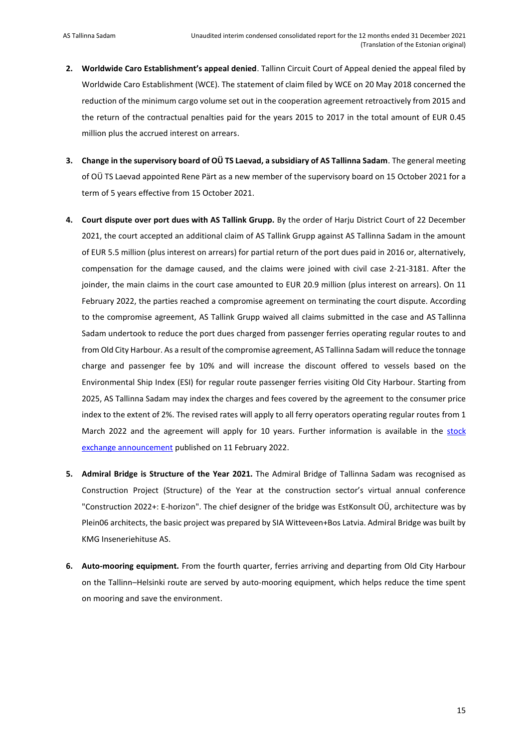2. **Worldwide Caro Establishment's appeal denied**. Tallinn Circuit Court of Appeal denied the appeal filed by Worldwide Caro Establishment (WCE). The statement of claim filed by WCE on 20 May 2018 concerned the reduction of the minimum cargo volume set out in the cooperation agreement retroactively from 2015 and the return of the contractual penalties paid for the years 2015 to 2017 in the total amount of EUR 0.45 million plus the accrued interest on arrears.

3. **Change in the supervisory board of OÜ TS Laevad, a subsidiary of AS Tallinna Sadam**. The general meeting of OÜ TS Laevad appointed Rene Pärt as a new member of the supervisory board on 15 October 2021 for a term of 5 years effective from 15 October 2021.

4. **Court dispute over port dues with AS Tallink Grupp.** By the order of Harju District Court of 22 December 2021, the court accepted an additional claim of AS Tallink Grupp against AS Tallinna Sadam in the amount of EUR 5.5 million (plus interest on arrears) for partial return of the port dues paid in 2016 or, alternatively, compensation for the damage caused, and the claims were joined with civil case 2-21-3181. After the joinder, the main claims in the court case amounted to EUR 20.9 million (plus interest on arrears). On 11 February 2022, the parties reached a compromise agreement on terminating the court dispute. According to the compromise agreement, AS Tallink Grupp waived all claims submitted in the case and AS Tallinna Sadam undertook to reduce the port dues charged from passenger ferries operating regular routes to and from Old City Harbour. As a result of the compromise agreement, AS Tallinna Sadam will reduce the tonnage charge and passenger fee by 10% and will increase the discount offered to vessels based on the Environmental Ship Index (ESI) for regular route passenger ferries visiting Old City Harbour. Starting from 2025, AS Tallinna Sadam may index the charges and fees covered by the agreement to the consumer price index to the extent of 2%. The revised rates will apply to all ferry operators operating regular routes from 1 March 2022 and the agreement will apply for 10 years. Further information is available in the stock exchange announcement published on 11 February 2022.

5. **Admiral Bridge is Structure of the Year 2021.** The Admiral Bridge of Tallinna Sadam was recognised as Construction Project (Structure) of the Year at the construction sector's virtual annual conference "Construction 2022+: E-horizon". The chief designer of the bridge was EstKonsult OÜ, architecture was by Plein06 architects, the basic project was prepared by SIA Witteveen+Bos Latvia. Admiral Bridge was built by KMG Inseneriehituse AS.

6. **Auto-mooring equipment.** From the fourth quarter, ferries arriving and departing from Old City Harbour on the Tallinn–Helsinki route are served by auto-mooring equipment, which helps reduce the time spent on mooring and save the environment.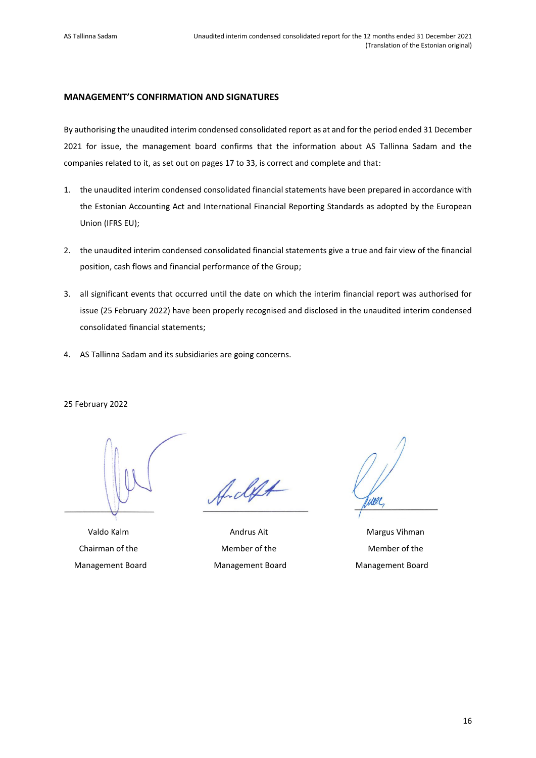## MANAGEMENT'S CONFIRMATION AND SIGNATURES

By authorising the unaudited interim condensed consolidated report as at and for the period ended 31 December 2021 for issue, the management board confirms that the information about AS Tallinna Sadam and the companies related to it, as set out on pages 17 to 33, is correct and complete and that:

1. the unaudited interim condensed consolidated financial statements have been prepared in accordance with the Estonian Accounting Act and International Financial Reporting Standards as adopted by the European Union (IFRS EU);
2. the unaudited interim condensed consolidated financial statements give a true and fair view of the financial position, cash flows and financial performance of the Group;
3. all significant events that occurred until the date on which the interim financial report was authorised for issue (25 February 2022) have been properly recognised and disclosed in the unaudited interim condensed consolidated financial statements;
4. AS Tallinna Sadam and its subsidiaries are going concerns.

25 February 2022

| Valdo Kalm | Andrus Ait | Margus Vihman |
|---|---|---|
| Chairman of the Management Board | Member of the Management Board | Member of the Management Board |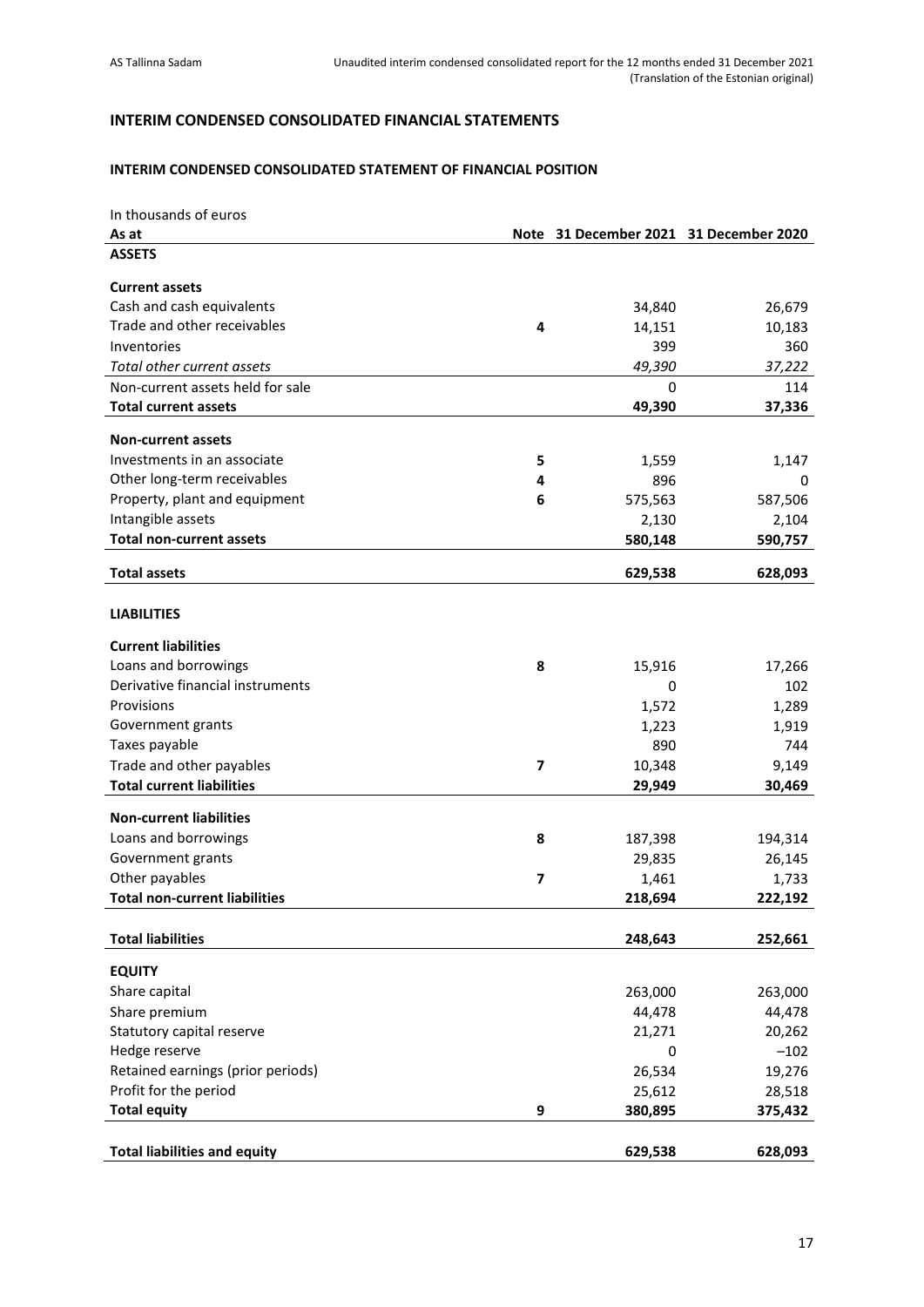## INTERIM CONDENSED CONSOLIDATED FINANCIAL STATEMENTS

### INTERIM CONDENSED CONSOLIDATED STATEMENT OF FINANCIAL POSITION

In thousands of euros

| As at | Note | 31 December 2021 | 31 December 2020 |
|---|---|---|---|
| **ASSETS** | | | |
| **Current assets** | | | |
| Cash and cash equivalents | | 34,840 | 26,679 |
| Trade and other receivables | **4** | 14,151 | 10,183 |
| Inventories | | 399 | 360 |
| *Total other current assets* | | *49,390* | *37,222* |
| Non-current assets held for sale | | 0 | 114 |
| **Total current assets** | | **49,390** | **37,336** |
| **Non-current assets** | | | |
| Investments in an associate | **5** | 1,559 | 1,147 |
| Other long-term receivables | **4** | 896 | 0 |
| Property, plant and equipment | **6** | 575,563 | 587,506 |
| Intangible assets | | 2,130 | 2,104 |
| **Total non-current assets** | | **580,148** | **590,757** |
| **Total assets** | | **629,538** | **628,093** |
| **LIABILITIES** | | | |
| **Current liabilities** | | | |
| Loans and borrowings | **8** | 15,916 | 17,266 |
| Derivative financial instruments | | 0 | 102 |
| Provisions | | 1,572 | 1,289 |
| Government grants | | 1,223 | 1,919 |
| Taxes payable | | 890 | 744 |
| Trade and other payables | **7** | 10,348 | 9,149 |
| **Total current liabilities** | | **29,949** | **30,469** |
| **Non-current liabilities** | | | |
| Loans and borrowings | **8** | 187,398 | 194,314 |
| Government grants | | 29,835 | 26,145 |
| Other payables | **7** | 1,461 | 1,733 |
| **Total non-current liabilities** | | **218,694** | **222,192** |
| **Total liabilities** | | **248,643** | **252,661** |
| **EQUITY** | | | |
| Share capital | | 263,000 | 263,000 |
| Share premium | | 44,478 | 44,478 |
| Statutory capital reserve | | 21,271 | 20,262 |
| Hedge reserve | | 0 | −102 |
| Retained earnings (prior periods) | | 26,534 | 19,276 |
| Profit for the period | | 25,612 | 28,518 |
| **Total equity** | **9** | **380,895** | **375,432** |
| **Total liabilities and equity** | | **629,538** | **628,093** |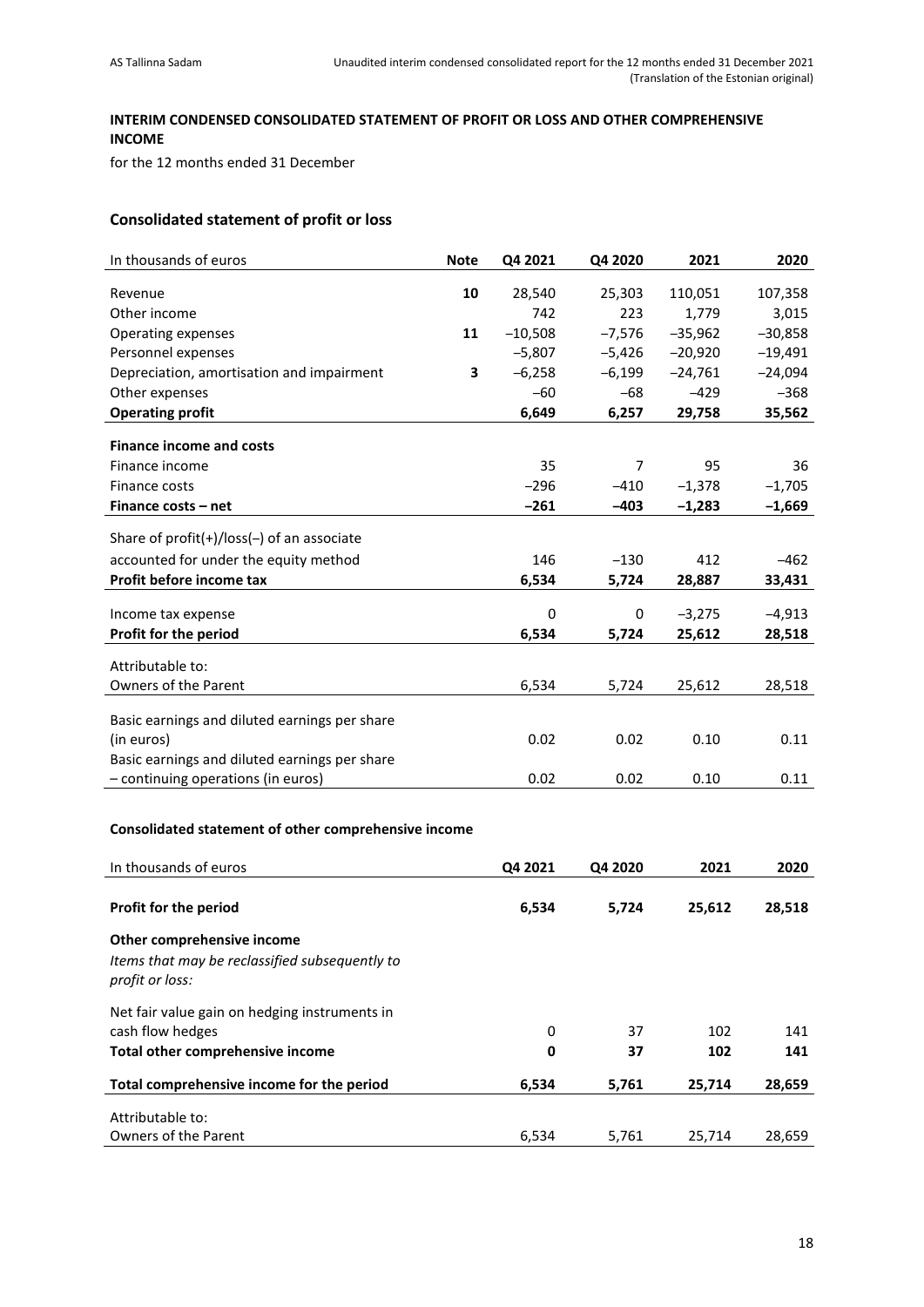## INTERIM CONDENSED CONSOLIDATED STATEMENT OF PROFIT OR LOSS AND OTHER COMPREHENSIVE INCOME

for the 12 months ended 31 December

### Consolidated statement of profit or loss

| In thousands of euros | Note | Q4 2021 | Q4 2020 | 2021 | 2020 |
|---|---|---|---|---|---|
| Revenue | **10** | 28,540 | 25,303 | 110,051 | 107,358 |
| Other income | | 742 | 223 | 1,779 | 3,015 |
| Operating expenses | **11** | −10,508 | −7,576 | −35,962 | −30,858 |
| Personnel expenses | | −5,807 | −5,426 | −20,920 | −19,491 |
| Depreciation, amortisation and impairment | **3** | −6,258 | −6,199 | −24,761 | −24,094 |
| Other expenses | | −60 | −68 | −429 | −368 |
| **Operating profit** | | **6,649** | **6,257** | **29,758** | **35,562** |
| **Finance income and costs** | | | | | |
| Finance income | | 35 | 7 | 95 | 36 |
| Finance costs | | −296 | −410 | −1,378 | −1,705 |
| **Finance costs – net** | | **−261** | **−403** | **−1,283** | **−1,669** |
| Share of profit(+)/loss(−) of an associate accounted for under the equity method | | 146 | −130 | 412 | −462 |
| **Profit before income tax** | | **6,534** | **5,724** | **28,887** | **33,431** |
| Income tax expense | | 0 | 0 | −3,275 | −4,913 |
| **Profit for the period** | | **6,534** | **5,724** | **25,612** | **28,518** |
| Attributable to: | | | | | |
| Owners of the Parent | | 6,534 | 5,724 | 25,612 | 28,518 |
| Basic earnings and diluted earnings per share (in euros) | | 0.02 | 0.02 | 0.10 | 0.11 |
| Basic earnings and diluted earnings per share – continuing operations (in euros) | | 0.02 | 0.02 | 0.10 | 0.11 |

#### Consolidated statement of other comprehensive income

| In thousands of euros | Q4 2021 | Q4 2020 | 2021 | 2020 |
|---|---|---|---|---|
| **Profit for the period** | **6,534** | **5,724** | **25,612** | **28,518** |
| **Other comprehensive income** | | | | |
| *Items that may be reclassified subsequently to profit or loss:* | | | | |
| Net fair value gain on hedging instruments in cash flow hedges | 0 | 37 | 102 | 141 |
| **Total other comprehensive income** | **0** | **37** | **102** | **141** |
| **Total comprehensive income for the period** | **6,534** | **5,761** | **25,714** | **28,659** |
| Attributable to: | | | | |
| Owners of the Parent | 6,534 | 5,761 | 25,714 | 28,659 |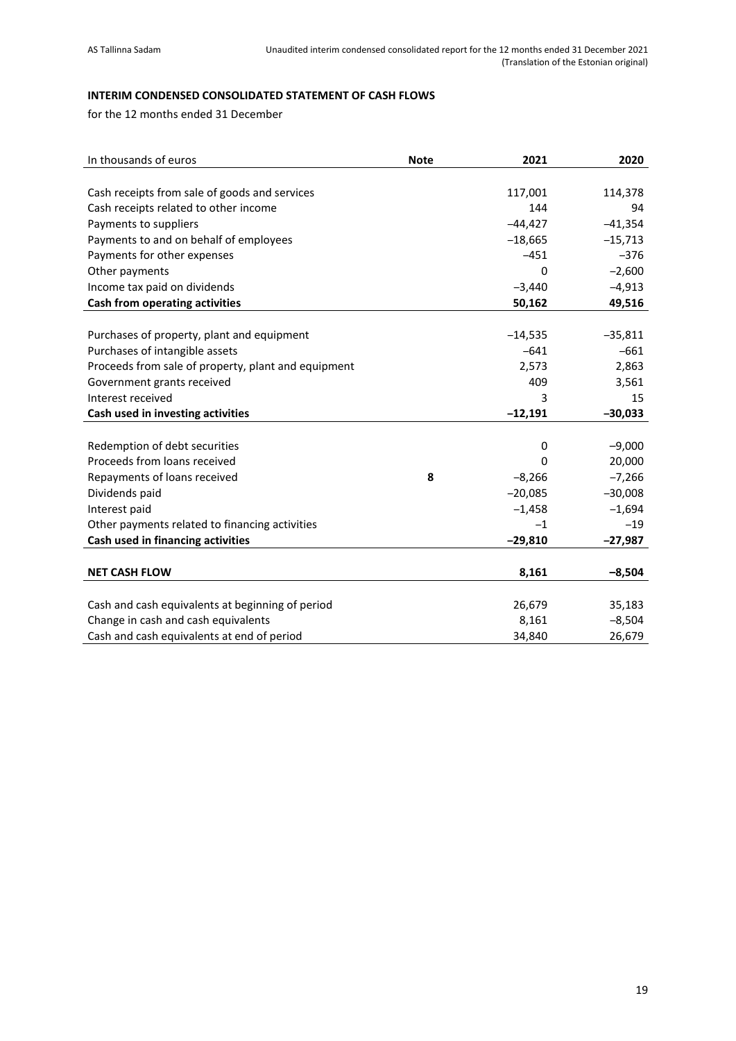**INTERIM CONDENSED CONSOLIDATED STATEMENT OF CASH FLOWS**

for the 12 months ended 31 December

| In thousands of euros | Note | 2021 | 2020 |
|---|---|---|---|
| Cash receipts from sale of goods and services | | 117,001 | 114,378 |
| Cash receipts related to other income | | 144 | 94 |
| Payments to suppliers | | –44,427 | –41,354 |
| Payments to and on behalf of employees | | –18,665 | –15,713 |
| Payments for other expenses | | –451 | –376 |
| Other payments | | 0 | –2,600 |
| Income tax paid on dividends | | –3,440 | –4,913 |
| **Cash from operating activities** | | **50,162** | **49,516** |
| Purchases of property, plant and equipment | | –14,535 | –35,811 |
| Purchases of intangible assets | | –641 | –661 |
| Proceeds from sale of property, plant and equipment | | 2,573 | 2,863 |
| Government grants received | | 409 | 3,561 |
| Interest received | | 3 | 15 |
| **Cash used in investing activities** | | **–12,191** | **–30,033** |
| Redemption of debt securities | | 0 | –9,000 |
| Proceeds from loans received | | 0 | 20,000 |
| Repayments of loans received | **8** | –8,266 | –7,266 |
| Dividends paid | | –20,085 | –30,008 |
| Interest paid | | –1,458 | –1,694 |
| Other payments related to financing activities | | –1 | –19 |
| **Cash used in financing activities** | | **–29,810** | **–27,987** |
| **NET CASH FLOW** | | **8,161** | **–8,504** |
| Cash and cash equivalents at beginning of period | | 26,679 | 35,183 |
| Change in cash and cash equivalents | | 8,161 | –8,504 |
| Cash and cash equivalents at end of period | | 34,840 | 26,679 |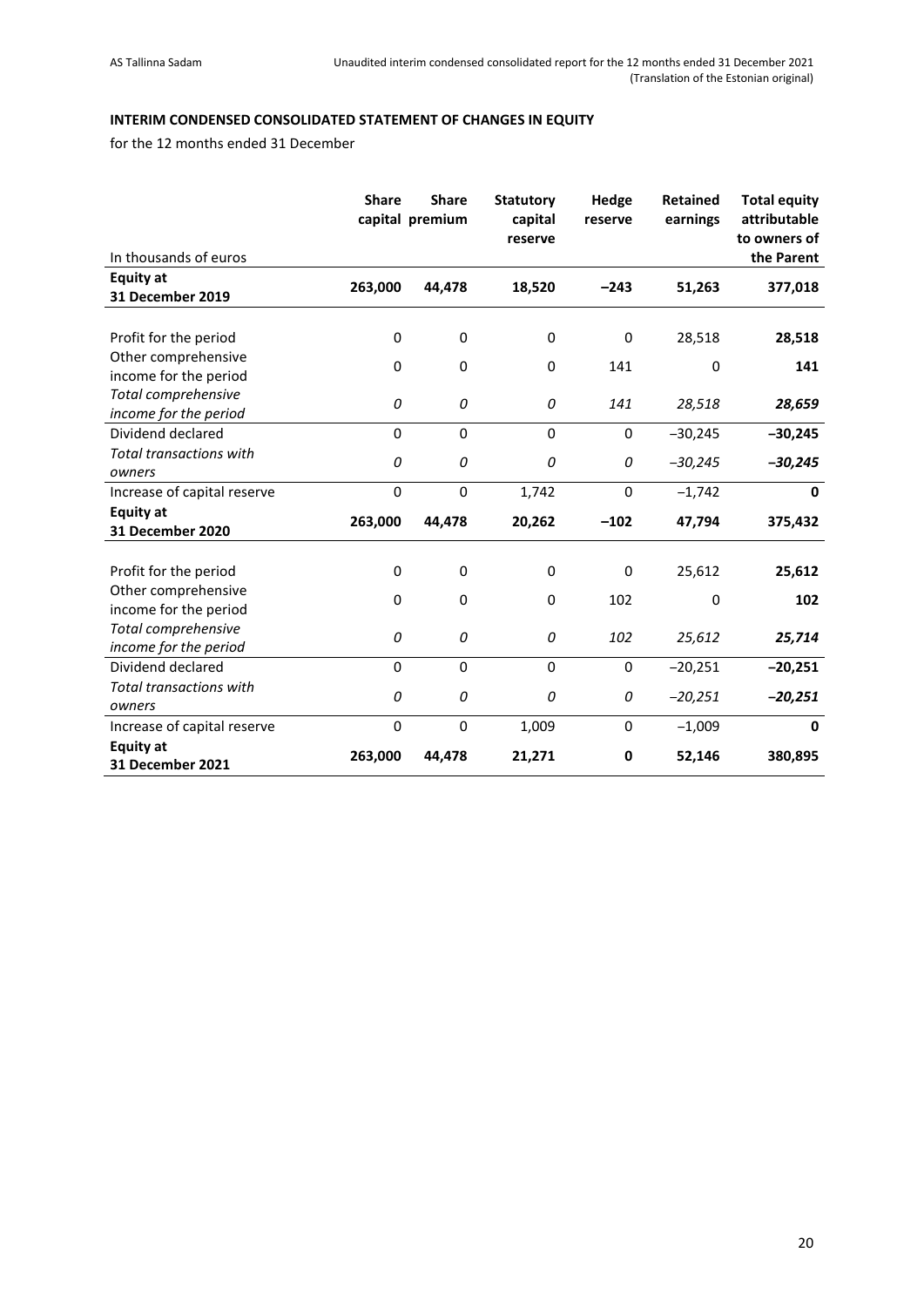**INTERIM CONDENSED CONSOLIDATED STATEMENT OF CHANGES IN EQUITY**

for the 12 months ended 31 December

| In thousands of euros | Share capital | Share premium | Statutory capital reserve | Hedge reserve | Retained earnings | Total equity attributable to owners of the Parent |
|---|---|---|---|---|---|---|
| **Equity at 31 December 2019** | **263,000** | **44,478** | **18,520** | **−243** | **51,263** | **377,018** |
| Profit for the period | 0 | 0 | 0 | 0 | 28,518 | **28,518** |
| Other comprehensive income for the period | 0 | 0 | 0 | 141 | 0 | **141** |
| *Total comprehensive income for the period* | *0* | *0* | *0* | *141* | *28,518* | ***28,659*** |
| Dividend declared | 0 | 0 | 0 | 0 | −30,245 | **−30,245** |
| *Total transactions with owners* | *0* | *0* | *0* | *0* | *−30,245* | ***−30,245*** |
| Increase of capital reserve | 0 | 0 | 1,742 | 0 | −1,742 | **0** |
| **Equity at 31 December 2020** | **263,000** | **44,478** | **20,262** | **−102** | **47,794** | **375,432** |
| Profit for the period | 0 | 0 | 0 | 0 | 25,612 | **25,612** |
| Other comprehensive income for the period | 0 | 0 | 0 | 102 | 0 | **102** |
| *Total comprehensive income for the period* | *0* | *0* | *0* | *102* | *25,612* | ***25,714*** |
| Dividend declared | 0 | 0 | 0 | 0 | −20,251 | **−20,251** |
| *Total transactions with owners* | *0* | *0* | *0* | *0* | *−20,251* | ***−20,251*** |
| Increase of capital reserve | 0 | 0 | 1,009 | 0 | −1,009 | **0** |
| **Equity at 31 December 2021** | **263,000** | **44,478** | **21,271** | **0** | **52,146** | **380,895** |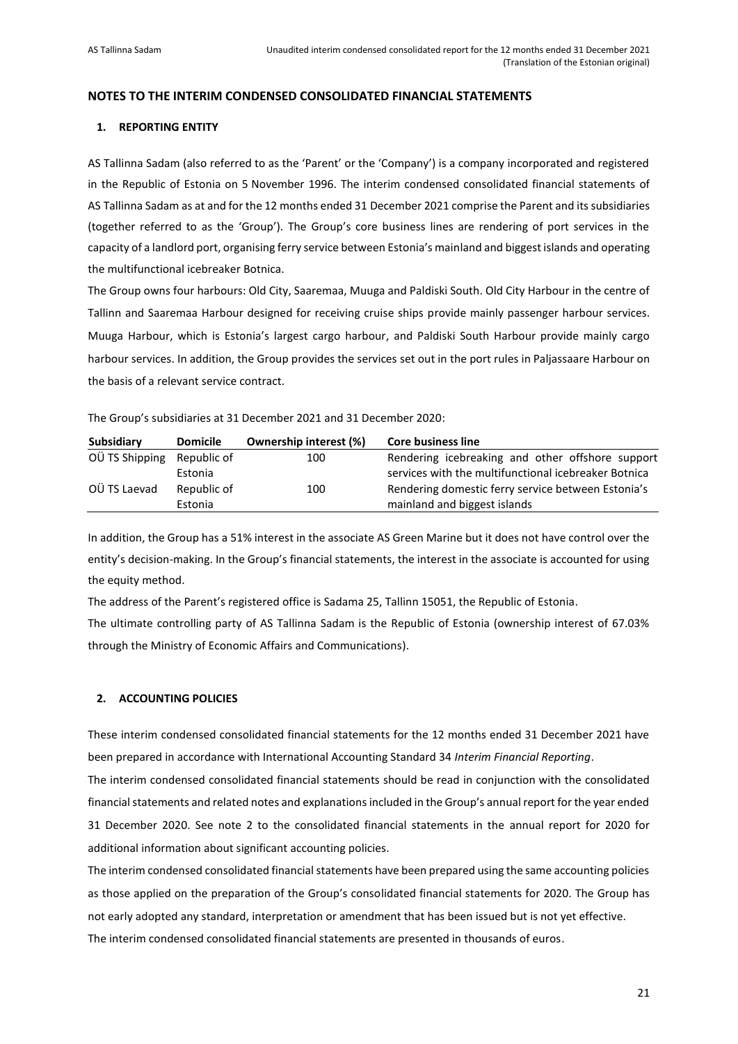## NOTES TO THE INTERIM CONDENSED CONSOLIDATED FINANCIAL STATEMENTS

### 1. REPORTING ENTITY

AS Tallinna Sadam (also referred to as the 'Parent' or the 'Company') is a company incorporated and registered in the Republic of Estonia on 5 November 1996. The interim condensed consolidated financial statements of AS Tallinna Sadam as at and for the 12 months ended 31 December 2021 comprise the Parent and its subsidiaries (together referred to as the 'Group'). The Group's core business lines are rendering of port services in the capacity of a landlord port, organising ferry service between Estonia's mainland and biggest islands and operating the multifunctional icebreaker Botnica.

The Group owns four harbours: Old City, Saaremaa, Muuga and Paldiski South. Old City Harbour in the centre of Tallinn and Saaremaa Harbour designed for receiving cruise ships provide mainly passenger harbour services. Muuga Harbour, which is Estonia's largest cargo harbour, and Paldiski South Harbour provide mainly cargo harbour services. In addition, the Group provides the services set out in the port rules in Paljassaare Harbour on the basis of a relevant service contract.

The Group's subsidiaries at 31 December 2021 and 31 December 2020:

| Subsidiary | Domicile | Ownership interest (%) | Core business line |
|---|---|---|---|
| OÜ TS Shipping | Republic of Estonia | 100 | Rendering icebreaking and other offshore support services with the multifunctional icebreaker Botnica |
| OÜ TS Laevad | Republic of Estonia | 100 | Rendering domestic ferry service between Estonia's mainland and biggest islands |

In addition, the Group has a 51% interest in the associate AS Green Marine but it does not have control over the entity's decision-making. In the Group's financial statements, the interest in the associate is accounted for using the equity method.

The address of the Parent's registered office is Sadama 25, Tallinn 15051, the Republic of Estonia.

The ultimate controlling party of AS Tallinna Sadam is the Republic of Estonia (ownership interest of 67.03% through the Ministry of Economic Affairs and Communications).

### 2. ACCOUNTING POLICIES

These interim condensed consolidated financial statements for the 12 months ended 31 December 2021 have been prepared in accordance with International Accounting Standard 34 *Interim Financial Reporting*.

The interim condensed consolidated financial statements should be read in conjunction with the consolidated financial statements and related notes and explanations included in the Group's annual report for the year ended 31 December 2020. See note 2 to the consolidated financial statements in the annual report for 2020 for additional information about significant accounting policies.

The interim condensed consolidated financial statements have been prepared using the same accounting policies as those applied on the preparation of the Group's consolidated financial statements for 2020. The Group has not early adopted any standard, interpretation or amendment that has been issued but is not yet effective.

The interim condensed consolidated financial statements are presented in thousands of euros.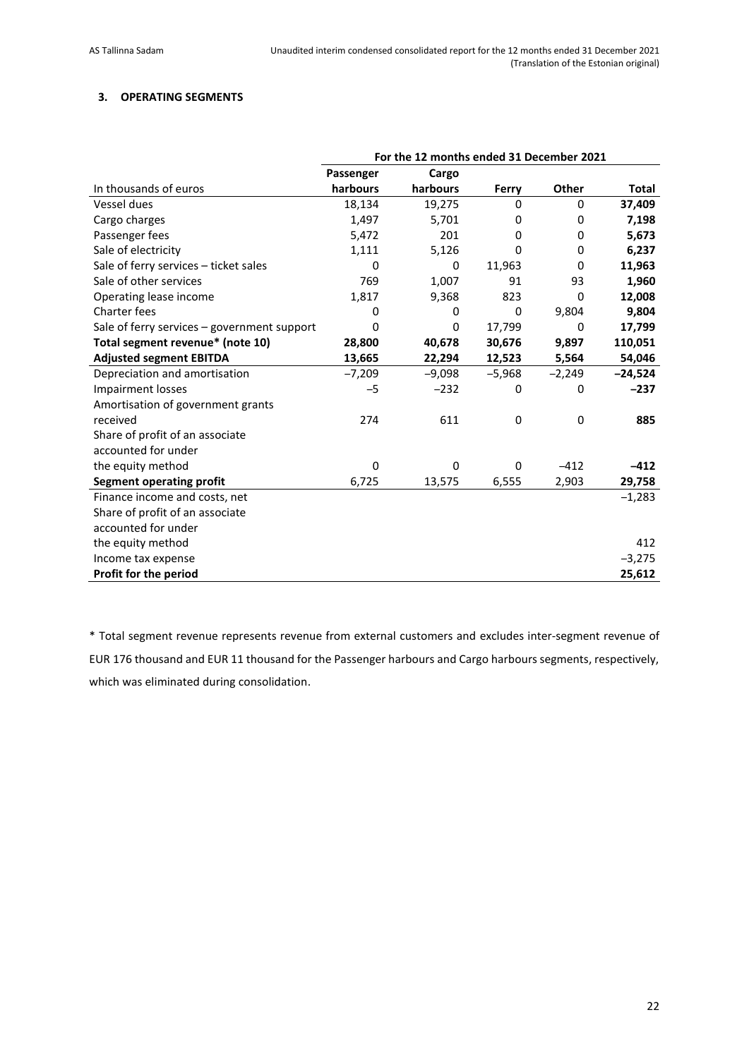### 3. OPERATING SEGMENTS

| | For the 12 months ended 31 December 2021 | | | | |
|---|---|---|---|---|---|
| In thousands of euros | Passenger harbours | Cargo harbours | Ferry | Other | Total |
| Vessel dues | 18,134 | 19,275 | 0 | 0 | **37,409** |
| Cargo charges | 1,497 | 5,701 | 0 | 0 | **7,198** |
| Passenger fees | 5,472 | 201 | 0 | 0 | **5,673** |
| Sale of electricity | 1,111 | 5,126 | 0 | 0 | **6,237** |
| Sale of ferry services – ticket sales | 0 | 0 | 11,963 | 0 | **11,963** |
| Sale of other services | 769 | 1,007 | 91 | 93 | **1,960** |
| Operating lease income | 1,817 | 9,368 | 823 | 0 | **12,008** |
| Charter fees | 0 | 0 | 0 | 9,804 | **9,804** |
| Sale of ferry services – government support | 0 | 0 | 17,799 | 0 | **17,799** |
| **Total segment revenue* (note 10)** | **28,800** | **40,678** | **30,676** | **9,897** | **110,051** |
| **Adjusted segment EBITDA** | **13,665** | **22,294** | **12,523** | **5,564** | **54,046** |
| Depreciation and amortisation | –7,209 | –9,098 | –5,968 | –2,249 | **–24,524** |
| Impairment losses | –5 | –232 | 0 | 0 | **–237** |
| Amortisation of government grants received | 274 | 611 | 0 | 0 | **885** |
| Share of profit of an associate accounted for under the equity method | 0 | 0 | 0 | –412 | **–412** |
| **Segment operating profit** | 6,725 | 13,575 | 6,555 | 2,903 | 29,758 |
| Finance income and costs, net | | | | | –1,283 |
| Share of profit of an associate accounted for under the equity method | | | | | 412 |
| Income tax expense | | | | | –3,275 |
| **Profit for the period** | | | | | **25,612** |

* Total segment revenue represents revenue from external customers and excludes inter-segment revenue of EUR 176 thousand and EUR 11 thousand for the Passenger harbours and Cargo harbours segments, respectively, which was eliminated during consolidation.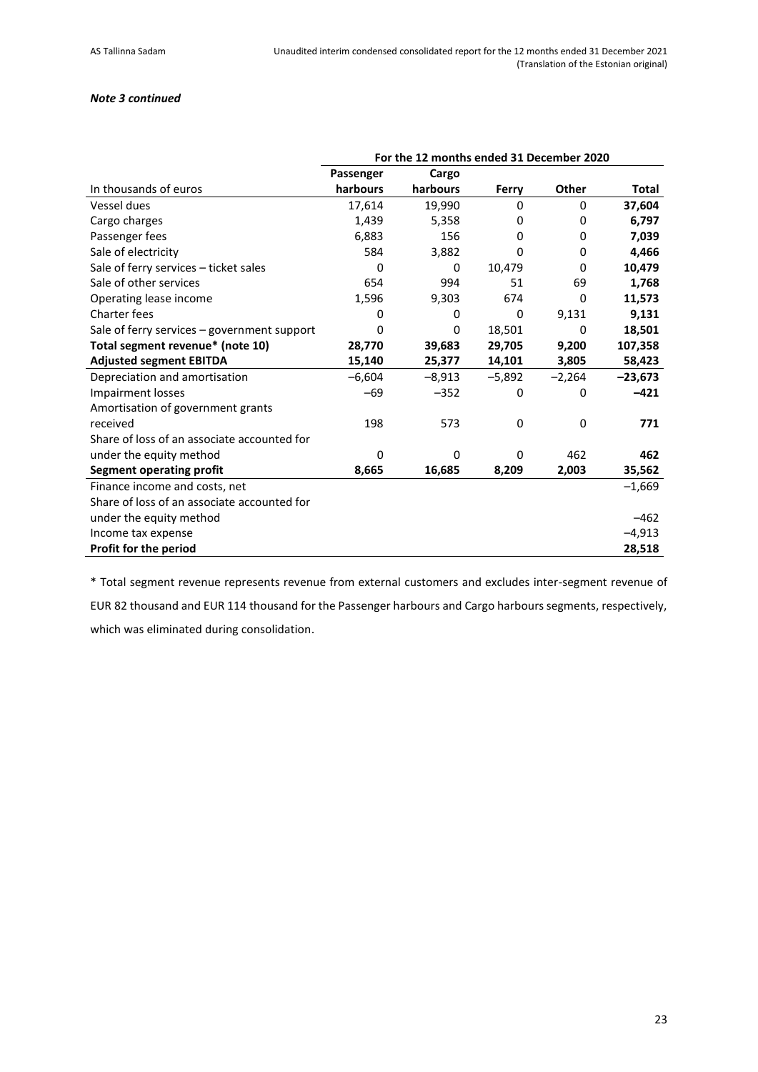*Note 3 continued*

| | For the 12 months ended 31 December 2020 | | | | |
|---|---|---|---|---|---|
| In thousands of euros | Passenger harbours | Cargo harbours | Ferry | Other | Total |
| Vessel dues | 17,614 | 19,990 | 0 | 0 | **37,604** |
| Cargo charges | 1,439 | 5,358 | 0 | 0 | **6,797** |
| Passenger fees | 6,883 | 156 | 0 | 0 | **7,039** |
| Sale of electricity | 584 | 3,882 | 0 | 0 | **4,466** |
| Sale of ferry services – ticket sales | 0 | 0 | 10,479 | 0 | **10,479** |
| Sale of other services | 654 | 994 | 51 | 69 | **1,768** |
| Operating lease income | 1,596 | 9,303 | 674 | 0 | **11,573** |
| Charter fees | 0 | 0 | 0 | 9,131 | **9,131** |
| Sale of ferry services – government support | 0 | 0 | 18,501 | 0 | **18,501** |
| **Total segment revenue* (note 10)** | **28,770** | **39,683** | **29,705** | **9,200** | **107,358** |
| **Adjusted segment EBITDA** | **15,140** | **25,377** | **14,101** | **3,805** | **58,423** |
| Depreciation and amortisation | –6,604 | –8,913 | –5,892 | –2,264 | **–23,673** |
| Impairment losses | –69 | –352 | 0 | 0 | **–421** |
| Amortisation of government grants received | 198 | 573 | 0 | 0 | **771** |
| Share of loss of an associate accounted for under the equity method | 0 | 0 | 0 | 462 | **462** |
| **Segment operating profit** | **8,665** | **16,685** | **8,209** | **2,003** | **35,562** |
| Finance income and costs, net | | | | | –1,669 |
| Share of loss of an associate accounted for under the equity method | | | | | –462 |
| Income tax expense | | | | | –4,913 |
| **Profit for the period** | | | | | **28,518** |

* Total segment revenue represents revenue from external customers and excludes inter-segment revenue of EUR 82 thousand and EUR 114 thousand for the Passenger harbours and Cargo harbours segments, respectively, which was eliminated during consolidation.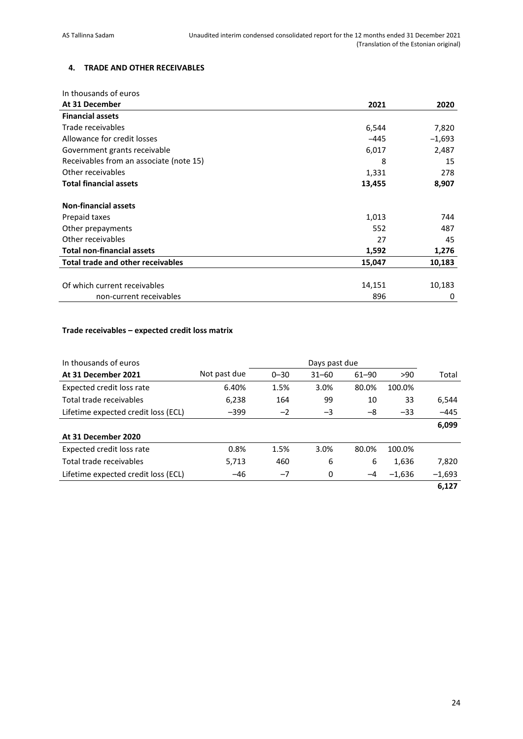### 4. TRADE AND OTHER RECEIVABLES

In thousands of euros

| At 31 December | 2021 | 2020 |
|---|---|---|
| **Financial assets** | | |
| Trade receivables | 6,544 | 7,820 |
| Allowance for credit losses | –445 | –1,693 |
| Government grants receivable | 6,017 | 2,487 |
| Receivables from an associate (note 15) | 8 | 15 |
| Other receivables | 1,331 | 278 |
| **Total financial assets** | **13,455** | **8,907** |
| | | |
| **Non-financial assets** | | |
| Prepaid taxes | 1,013 | 744 |
| Other prepayments | 552 | 487 |
| Other receivables | 27 | 45 |
| **Total non-financial assets** | **1,592** | **1,276** |
| **Total trade and other receivables** | **15,047** | **10,183** |
| | | |
| Of which current receivables | 14,151 | 10,183 |
| non-current receivables | 896 | 0 |

**Trade receivables – expected credit loss matrix**

| In thousands of euros | | Days past due | | | | |
|---|---|---|---|---|---|---|
| **At 31 December 2021** | Not past due | 0–30 | 31–60 | 61–90 | >90 | Total |
| Expected credit loss rate | 6.40% | 1.5% | 3.0% | 80.0% | 100.0% | |
| Total trade receivables | 6,238 | 164 | 99 | 10 | 33 | 6,544 |
| Lifetime expected credit loss (ECL) | –399 | –2 | –3 | –8 | –33 | –445 |
| | | | | | | **6,099** |
| **At 31 December 2020** | | | | | | |
| Expected credit loss rate | 0.8% | 1.5% | 3.0% | 80.0% | 100.0% | |
| Total trade receivables | 5,713 | 460 | 6 | 6 | 1,636 | 7,820 |
| Lifetime expected credit loss (ECL) | –46 | –7 | 0 | –4 | –1,636 | –1,693 |
| | | | | | | **6,127** |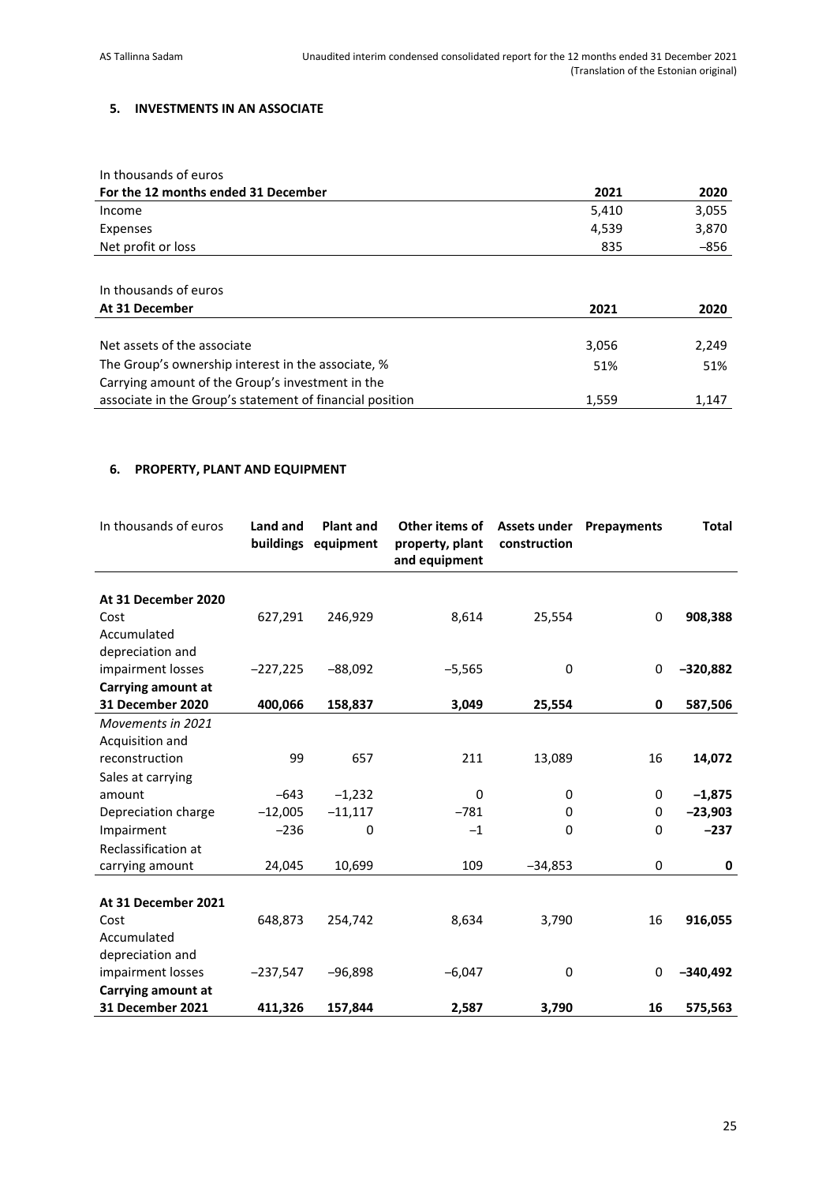## 5. INVESTMENTS IN AN ASSOCIATE

| In thousands of euros | | |
|---|---|---|
| **For the 12 months ended 31 December** | **2021** | **2020** |
| Income | 5,410 | 3,055 |
| Expenses | 4,539 | 3,870 |
| Net profit or loss | 835 | –856 |

| In thousands of euros | | |
|---|---|---|
| **At 31 December** | **2021** | **2020** |
| Net assets of the associate | 3,056 | 2,249 |
| The Group's ownership interest in the associate, % | 51% | 51% |
| Carrying amount of the Group's investment in the associate in the Group's statement of financial position | 1,559 | 1,147 |

## 6. PROPERTY, PLANT AND EQUIPMENT

| In thousands of euros | Land and buildings | Plant and equipment | Other items of property, plant and equipment | Assets under construction | Prepayments | Total |
|---|---|---|---|---|---|---|
| **At 31 December 2020** | | | | | | |
| Cost | 627,291 | 246,929 | 8,614 | 25,554 | 0 | **908,388** |
| Accumulated depreciation and impairment losses | –227,225 | –88,092 | –5,565 | 0 | 0 | **–320,882** |
| **Carrying amount at 31 December 2020** | **400,066** | **158,837** | **3,049** | **25,554** | **0** | **587,506** |
| *Movements in 2021* | | | | | | |
| Acquisition and reconstruction | 99 | 657 | 211 | 13,089 | 16 | **14,072** |
| Sales at carrying amount | –643 | –1,232 | 0 | 0 | 0 | **–1,875** |
| Depreciation charge | –12,005 | –11,117 | –781 | 0 | 0 | **–23,903** |
| Impairment | –236 | 0 | –1 | 0 | 0 | **–237** |
| Reclassification at carrying amount | 24,045 | 10,699 | 109 | –34,853 | 0 | **0** |
| **At 31 December 2021** | | | | | | |
| Cost | 648,873 | 254,742 | 8,634 | 3,790 | 16 | **916,055** |
| Accumulated depreciation and impairment losses | –237,547 | –96,898 | –6,047 | 0 | 0 | **–340,492** |
| **Carrying amount at 31 December 2021** | **411,326** | **157,844** | **2,587** | **3,790** | **16** | **575,563** |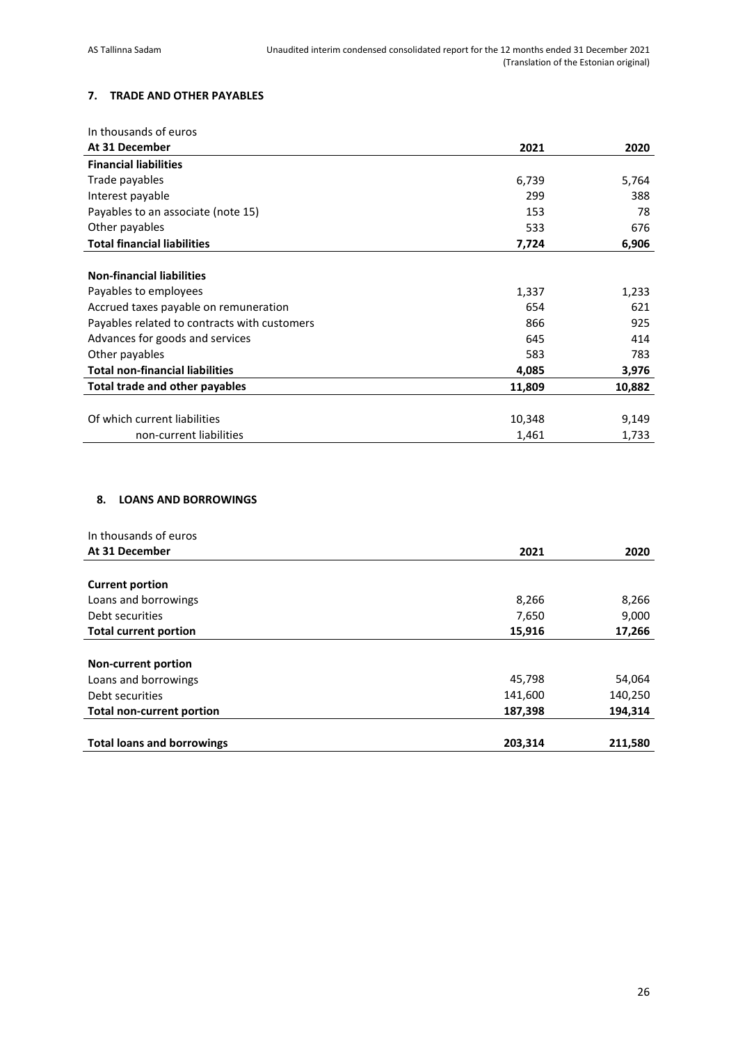## 7. TRADE AND OTHER PAYABLES

In thousands of euros

| At 31 December | 2021 | 2020 |
|---|---|---|
| **Financial liabilities** | | |
| Trade payables | 6,739 | 5,764 |
| Interest payable | 299 | 388 |
| Payables to an associate (note 15) | 153 | 78 |
| Other payables | 533 | 676 |
| **Total financial liabilities** | **7,724** | **6,906** |
| | | |
| **Non-financial liabilities** | | |
| Payables to employees | 1,337 | 1,233 |
| Accrued taxes payable on remuneration | 654 | 621 |
| Payables related to contracts with customers | 866 | 925 |
| Advances for goods and services | 645 | 414 |
| Other payables | 583 | 783 |
| **Total non-financial liabilities** | **4,085** | **3,976** |
| **Total trade and other payables** | **11,809** | **10,882** |
| | | |
| Of which current liabilities | 10,348 | 9,149 |
| non-current liabilities | 1,461 | 1,733 |

## 8. LOANS AND BORROWINGS

In thousands of euros

| At 31 December | 2021 | 2020 |
|---|---|---|
| **Current portion** | | |
| Loans and borrowings | 8,266 | 8,266 |
| Debt securities | 7,650 | 9,000 |
| **Total current portion** | **15,916** | **17,266** |
| | | |
| **Non-current portion** | | |
| Loans and borrowings | 45,798 | 54,064 |
| Debt securities | 141,600 | 140,250 |
| **Total non-current portion** | **187,398** | **194,314** |
| | | |
| **Total loans and borrowings** | **203,314** | **211,580** |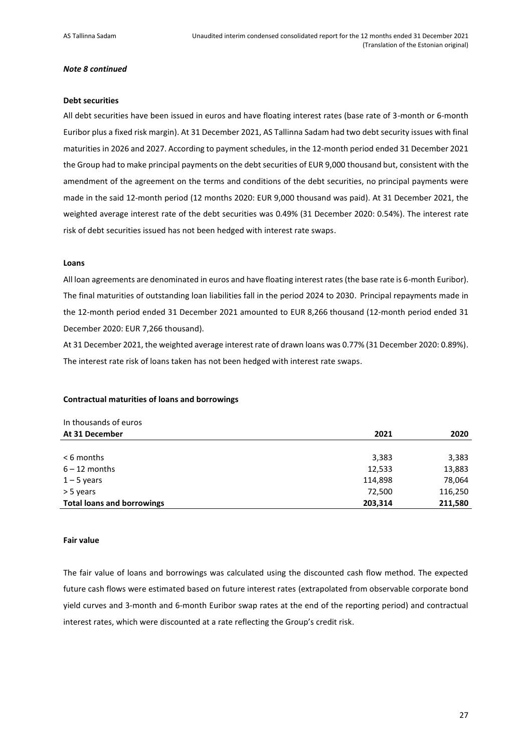***Note 8 continued***

**Debt securities**

All debt securities have been issued in euros and have floating interest rates (base rate of 3-month or 6-month Euribor plus a fixed risk margin). At 31 December 2021, AS Tallinna Sadam had two debt security issues with final maturities in 2026 and 2027. According to payment schedules, in the 12-month period ended 31 December 2021 the Group had to make principal payments on the debt securities of EUR 9,000 thousand but, consistent with the amendment of the agreement on the terms and conditions of the debt securities, no principal payments were made in the said 12-month period (12 months 2020: EUR 9,000 thousand was paid). At 31 December 2021, the weighted average interest rate of the debt securities was 0.49% (31 December 2020: 0.54%). The interest rate risk of debt securities issued has not been hedged with interest rate swaps.

**Loans**

All loan agreements are denominated in euros and have floating interest rates (the base rate is 6-month Euribor). The final maturities of outstanding loan liabilities fall in the period 2024 to 2030. Principal repayments made in the 12-month period ended 31 December 2021 amounted to EUR 8,266 thousand (12-month period ended 31 December 2020: EUR 7,266 thousand).

At 31 December 2021, the weighted average interest rate of drawn loans was 0.77% (31 December 2020: 0.89%). The interest rate risk of loans taken has not been hedged with interest rate swaps.

**Contractual maturities of loans and borrowings**

In thousands of euros

| At 31 December | 2021 | 2020 |
|---|---|---|
| < 6 months | 3,383 | 3,383 |
| 6 – 12 months | 12,533 | 13,883 |
| 1 – 5 years | 114,898 | 78,064 |
| > 5 years | 72,500 | 116,250 |
| **Total loans and borrowings** | **203,314** | **211,580** |

**Fair value**

The fair value of loans and borrowings was calculated using the discounted cash flow method. The expected future cash flows were estimated based on future interest rates (extrapolated from observable corporate bond yield curves and 3-month and 6-month Euribor swap rates at the end of the reporting period) and contractual interest rates, which were discounted at a rate reflecting the Group's credit risk.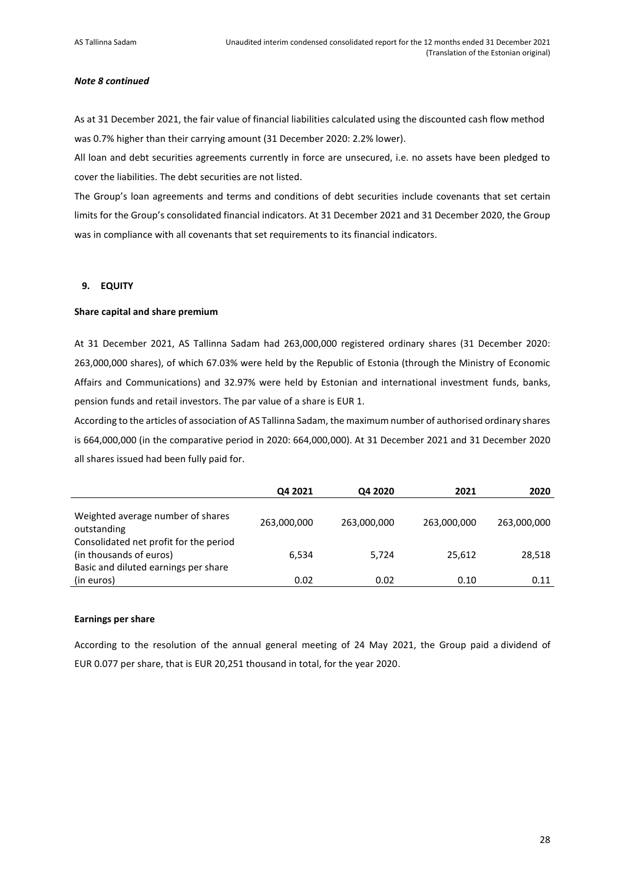***Note 8 continued***

As at 31 December 2021, the fair value of financial liabilities calculated using the discounted cash flow method was 0.7% higher than their carrying amount (31 December 2020: 2.2% lower).

All loan and debt securities agreements currently in force are unsecured, i.e. no assets have been pledged to cover the liabilities. The debt securities are not listed.

The Group's loan agreements and terms and conditions of debt securities include covenants that set certain limits for the Group's consolidated financial indicators. At 31 December 2021 and 31 December 2020, the Group was in compliance with all covenants that set requirements to its financial indicators.

## 9. EQUITY

### Share capital and share premium

At 31 December 2021, AS Tallinna Sadam had 263,000,000 registered ordinary shares (31 December 2020: 263,000,000 shares), of which 67.03% were held by the Republic of Estonia (through the Ministry of Economic Affairs and Communications) and 32.97% were held by Estonian and international investment funds, banks, pension funds and retail investors. The par value of a share is EUR 1.

According to the articles of association of AS Tallinna Sadam, the maximum number of authorised ordinary shares is 664,000,000 (in the comparative period in 2020: 664,000,000). At 31 December 2021 and 31 December 2020 all shares issued had been fully paid for.

| | Q4 2021 | Q4 2020 | 2021 | 2020 |
|---|---|---|---|---|
| Weighted average number of shares outstanding | 263,000,000 | 263,000,000 | 263,000,000 | 263,000,000 |
| Consolidated net profit for the period (in thousands of euros) | 6,534 | 5,724 | 25,612 | 28,518 |
| Basic and diluted earnings per share (in euros) | 0.02 | 0.02 | 0.10 | 0.11 |

### Earnings per share

According to the resolution of the annual general meeting of 24 May 2021, the Group paid a dividend of EUR 0.077 per share, that is EUR 20,251 thousand in total, for the year 2020.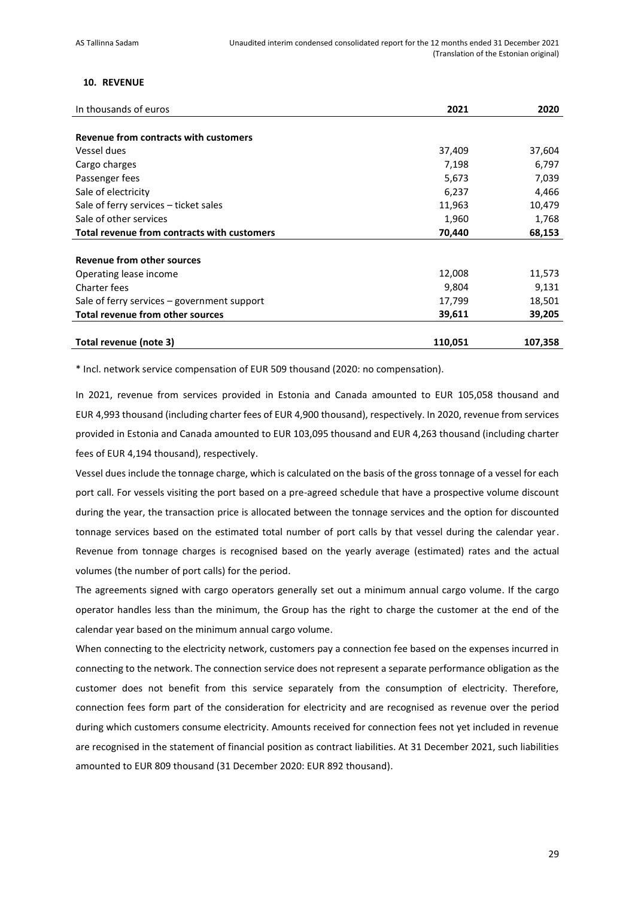## 10. REVENUE

| In thousands of euros | 2021 | 2020 |
|---|---|---|
| **Revenue from contracts with customers** | | |
| Vessel dues | 37,409 | 37,604 |
| Cargo charges | 7,198 | 6,797 |
| Passenger fees | 5,673 | 7,039 |
| Sale of electricity | 6,237 | 4,466 |
| Sale of ferry services – ticket sales | 11,963 | 10,479 |
| Sale of other services | 1,960 | 1,768 |
| **Total revenue from contracts with customers** | **70,440** | **68,153** |
| | | |
| **Revenue from other sources** | | |
| Operating lease income | 12,008 | 11,573 |
| Charter fees | 9,804 | 9,131 |
| Sale of ferry services – government support | 17,799 | 18,501 |
| **Total revenue from other sources** | **39,611** | **39,205** |
| | | |
| **Total revenue (note 3)** | **110,051** | **107,358** |

* Incl. network service compensation of EUR 509 thousand (2020: no compensation).

In 2021, revenue from services provided in Estonia and Canada amounted to EUR 105,058 thousand and EUR 4,993 thousand (including charter fees of EUR 4,900 thousand), respectively. In 2020, revenue from services provided in Estonia and Canada amounted to EUR 103,095 thousand and EUR 4,263 thousand (including charter fees of EUR 4,194 thousand), respectively.

Vessel dues include the tonnage charge, which is calculated on the basis of the gross tonnage of a vessel for each port call. For vessels visiting the port based on a pre-agreed schedule that have a prospective volume discount during the year, the transaction price is allocated between the tonnage services and the option for discounted tonnage services based on the estimated total number of port calls by that vessel during the calendar year. Revenue from tonnage charges is recognised based on the yearly average (estimated) rates and the actual volumes (the number of port calls) for the period.

The agreements signed with cargo operators generally set out a minimum annual cargo volume. If the cargo operator handles less than the minimum, the Group has the right to charge the customer at the end of the calendar year based on the minimum annual cargo volume.

When connecting to the electricity network, customers pay a connection fee based on the expenses incurred in connecting to the network. The connection service does not represent a separate performance obligation as the customer does not benefit from this service separately from the consumption of electricity. Therefore, connection fees form part of the consideration for electricity and are recognised as revenue over the period during which customers consume electricity. Amounts received for connection fees not yet included in revenue are recognised in the statement of financial position as contract liabilities. At 31 December 2021, such liabilities amounted to EUR 809 thousand (31 December 2020: EUR 892 thousand).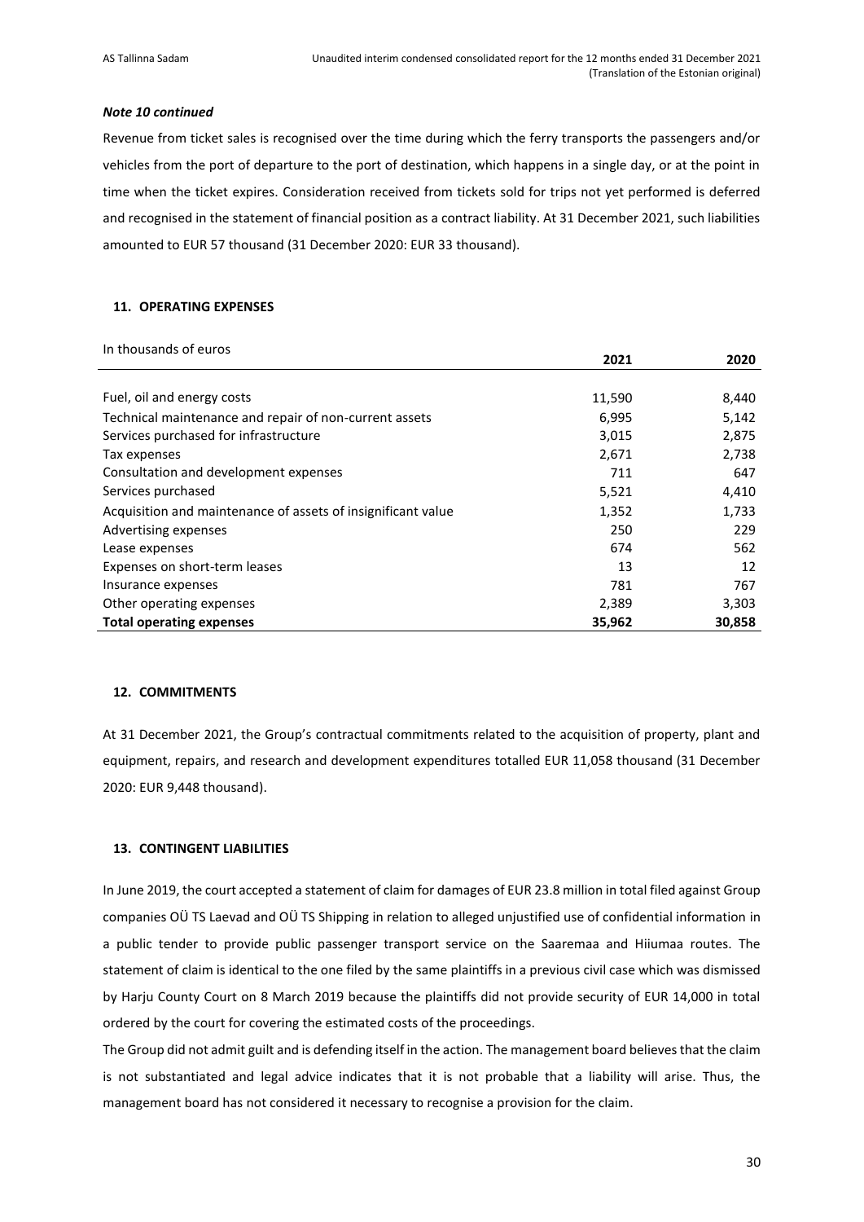***Note 10 continued***

Revenue from ticket sales is recognised over the time during which the ferry transports the passengers and/or vehicles from the port of departure to the port of destination, which happens in a single day, or at the point in time when the ticket expires. Consideration received from tickets sold for trips not yet performed is deferred and recognised in the statement of financial position as a contract liability. At 31 December 2021, such liabilities amounted to EUR 57 thousand (31 December 2020: EUR 33 thousand).

## 11. OPERATING EXPENSES

| In thousands of euros | 2021 | 2020 |
|---|---|---|
| Fuel, oil and energy costs | 11,590 | 8,440 |
| Technical maintenance and repair of non-current assets | 6,995 | 5,142 |
| Services purchased for infrastructure | 3,015 | 2,875 |
| Tax expenses | 2,671 | 2,738 |
| Consultation and development expenses | 711 | 647 |
| Services purchased | 5,521 | 4,410 |
| Acquisition and maintenance of assets of insignificant value | 1,352 | 1,733 |
| Advertising expenses | 250 | 229 |
| Lease expenses | 674 | 562 |
| Expenses on short-term leases | 13 | 12 |
| Insurance expenses | 781 | 767 |
| Other operating expenses | 2,389 | 3,303 |
| **Total operating expenses** | **35,962** | **30,858** |

## 12. COMMITMENTS

At 31 December 2021, the Group's contractual commitments related to the acquisition of property, plant and equipment, repairs, and research and development expenditures totalled EUR 11,058 thousand (31 December 2020: EUR 9,448 thousand).

## 13. CONTINGENT LIABILITIES

In June 2019, the court accepted a statement of claim for damages of EUR 23.8 million in total filed against Group companies OÜ TS Laevad and OÜ TS Shipping in relation to alleged unjustified use of confidential information in a public tender to provide public passenger transport service on the Saaremaa and Hiiumaa routes. The statement of claim is identical to the one filed by the same plaintiffs in a previous civil case which was dismissed by Harju County Court on 8 March 2019 because the plaintiffs did not provide security of EUR 14,000 in total ordered by the court for covering the estimated costs of the proceedings.

The Group did not admit guilt and is defending itself in the action. The management board believes that the claim is not substantiated and legal advice indicates that it is not probable that a liability will arise. Thus, the management board has not considered it necessary to recognise a provision for the claim.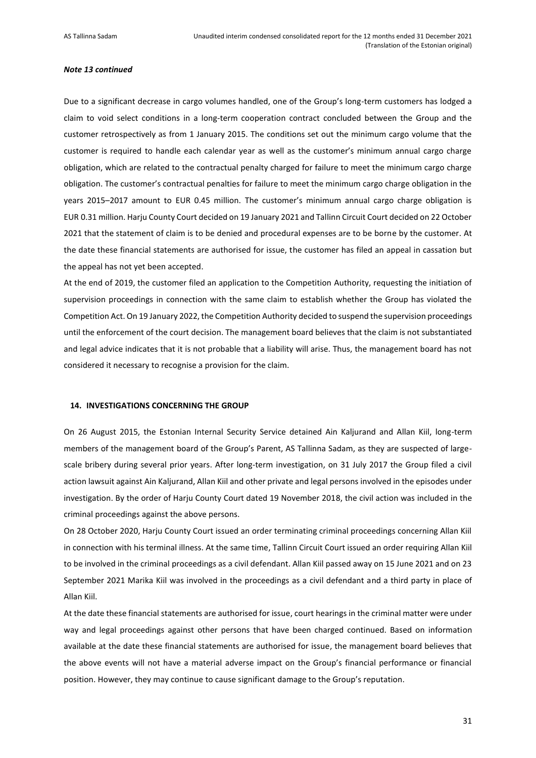***Note 13 continued***

Due to a significant decrease in cargo volumes handled, one of the Group's long-term customers has lodged a claim to void select conditions in a long-term cooperation contract concluded between the Group and the customer retrospectively as from 1 January 2015. The conditions set out the minimum cargo volume that the customer is required to handle each calendar year as well as the customer's minimum annual cargo charge obligation, which are related to the contractual penalty charged for failure to meet the minimum cargo charge obligation. The customer's contractual penalties for failure to meet the minimum cargo charge obligation in the years 2015–2017 amount to EUR 0.45 million. The customer's minimum annual cargo charge obligation is EUR 0.31 million. Harju County Court decided on 19 January 2021 and Tallinn Circuit Court decided on 22 October 2021 that the statement of claim is to be denied and procedural expenses are to be borne by the customer. At the date these financial statements are authorised for issue, the customer has filed an appeal in cassation but the appeal has not yet been accepted.

At the end of 2019, the customer filed an application to the Competition Authority, requesting the initiation of supervision proceedings in connection with the same claim to establish whether the Group has violated the Competition Act. On 19 January 2022, the Competition Authority decided to suspend the supervision proceedings until the enforcement of the court decision. The management board believes that the claim is not substantiated and legal advice indicates that it is not probable that a liability will arise. Thus, the management board has not considered it necessary to recognise a provision for the claim.

## 14. INVESTIGATIONS CONCERNING THE GROUP

On 26 August 2015, the Estonian Internal Security Service detained Ain Kaljurand and Allan Kiil, long-term members of the management board of the Group's Parent, AS Tallinna Sadam, as they are suspected of large-scale bribery during several prior years. After long-term investigation, on 31 July 2017 the Group filed a civil action lawsuit against Ain Kaljurand, Allan Kiil and other private and legal persons involved in the episodes under investigation. By the order of Harju County Court dated 19 November 2018, the civil action was included in the criminal proceedings against the above persons.

On 28 October 2020, Harju County Court issued an order terminating criminal proceedings concerning Allan Kiil in connection with his terminal illness. At the same time, Tallinn Circuit Court issued an order requiring Allan Kiil to be involved in the criminal proceedings as a civil defendant. Allan Kiil passed away on 15 June 2021 and on 23 September 2021 Marika Kiil was involved in the proceedings as a civil defendant and a third party in place of Allan Kiil.

At the date these financial statements are authorised for issue, court hearings in the criminal matter were under way and legal proceedings against other persons that have been charged continued. Based on information available at the date these financial statements are authorised for issue, the management board believes that the above events will not have a material adverse impact on the Group's financial performance or financial position. However, they may continue to cause significant damage to the Group's reputation.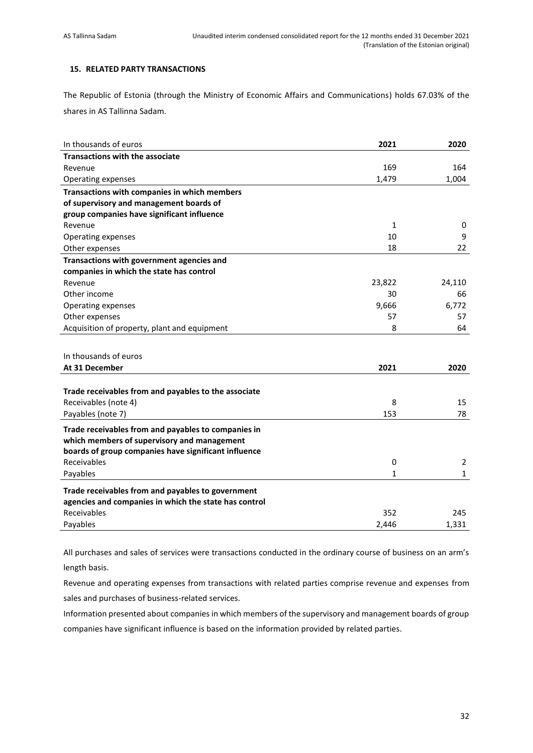## 15. RELATED PARTY TRANSACTIONS

The Republic of Estonia (through the Ministry of Economic Affairs and Communications) holds 67.03% of the shares in AS Tallinna Sadam.

| In thousands of euros | 2021 | 2020 |
|---|---|---|
| **Transactions with the associate** | | |
| Revenue | 169 | 164 |
| Operating expenses | 1,479 | 1,004 |
| **Transactions with companies in which members of supervisory and management boards of group companies have significant influence** | | |
| Revenue | 1 | 0 |
| Operating expenses | 10 | 9 |
| Other expenses | 18 | 22 |
| **Transactions with government agencies and companies in which the state has control** | | |
| Revenue | 23,822 | 24,110 |
| Other income | 30 | 66 |
| Operating expenses | 9,666 | 6,772 |
| Other expenses | 57 | 57 |
| Acquisition of property, plant and equipment | 8 | 64 |

| In thousands of euros<br>**At 31 December** | 2021 | 2020 |
|---|---|---|
| **Trade receivables from and payables to the associate** | | |
| Receivables (note 4) | 8 | 15 |
| Payables (note 7) | 153 | 78 |
| **Trade receivables from and payables to companies in which members of supervisory and management boards of group companies have significant influence** | | |
| Receivables | 0 | 2 |
| Payables | 1 | 1 |
| **Trade receivables from and payables to government agencies and companies in which the state has control** | | |
| Receivables | 352 | 245 |
| Payables | 2,446 | 1,331 |

All purchases and sales of services were transactions conducted in the ordinary course of business on an arm's length basis.

Revenue and operating expenses from transactions with related parties comprise revenue and expenses from sales and purchases of business-related services.

Information presented about companies in which members of the supervisory and management boards of group companies have significant influence is based on the information provided by related parties.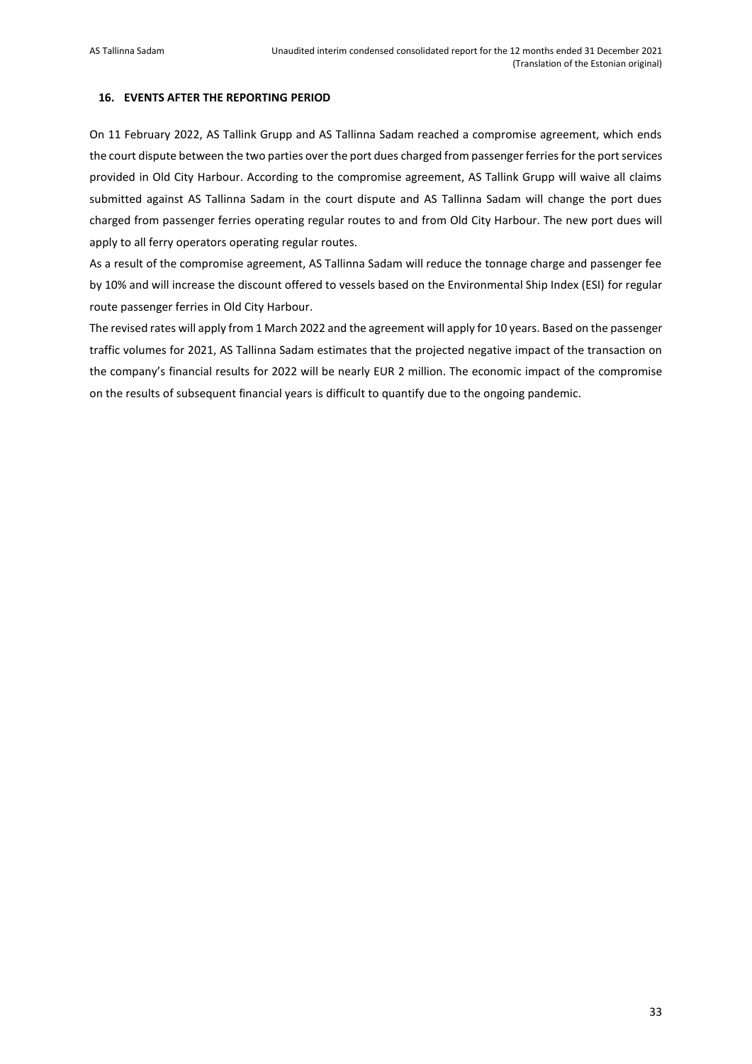## 16. EVENTS AFTER THE REPORTING PERIOD

On 11 February 2022, AS Tallink Grupp and AS Tallinna Sadam reached a compromise agreement, which ends the court dispute between the two parties over the port dues charged from passenger ferries for the port services provided in Old City Harbour. According to the compromise agreement, AS Tallink Grupp will waive all claims submitted against AS Tallinna Sadam in the court dispute and AS Tallinna Sadam will change the port dues charged from passenger ferries operating regular routes to and from Old City Harbour. The new port dues will apply to all ferry operators operating regular routes.

As a result of the compromise agreement, AS Tallinna Sadam will reduce the tonnage charge and passenger fee by 10% and will increase the discount offered to vessels based on the Environmental Ship Index (ESI) for regular route passenger ferries in Old City Harbour.

The revised rates will apply from 1 March 2022 and the agreement will apply for 10 years. Based on the passenger traffic volumes for 2021, AS Tallinna Sadam estimates that the projected negative impact of the transaction on the company's financial results for 2022 will be nearly EUR 2 million. The economic impact of the compromise on the results of subsequent financial years is difficult to quantify due to the ongoing pandemic.